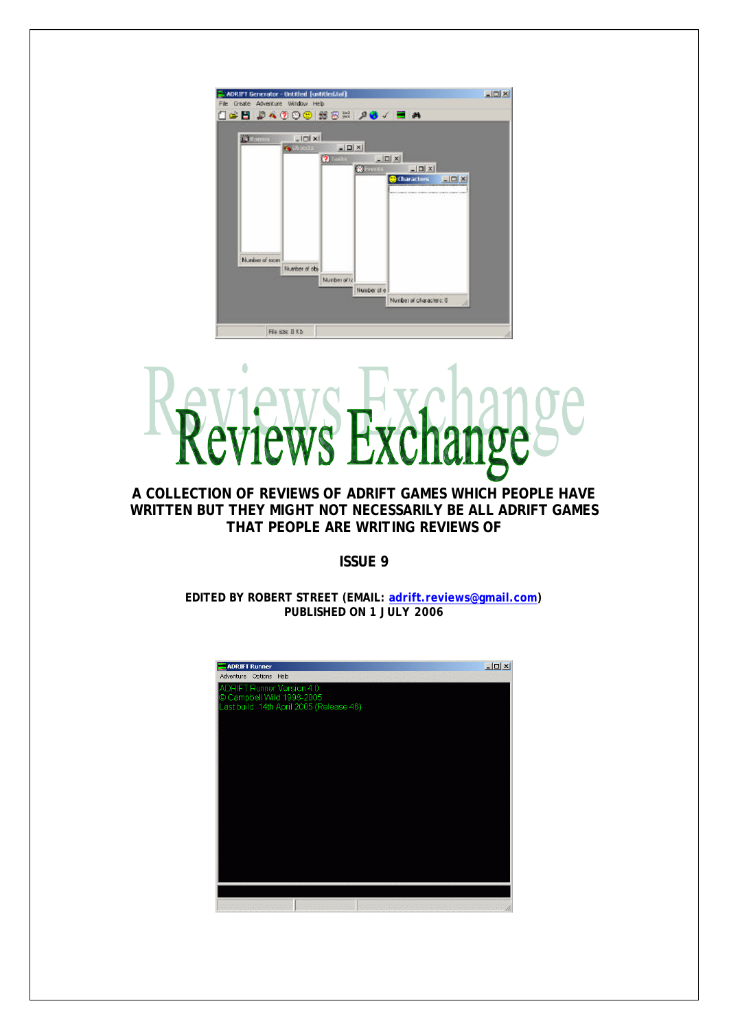# Reviews Exchange

**A COLLECTION OF REVIEWS OF ADRIFT GAMES WHICH PEOPLE HAVE WRITTEN BUT THEY MIGHT NOT NECESSARILY BE ALL ADRIFT GAMES THAT PEOPLE ARE WRITING REVIEWS OF**

**ISSUE 9**

**EDITED BY ROBERT STREET (EMAIL: adrift.reviews@gmail.com)**
**PUBLISHED ON 1 JULY 2006**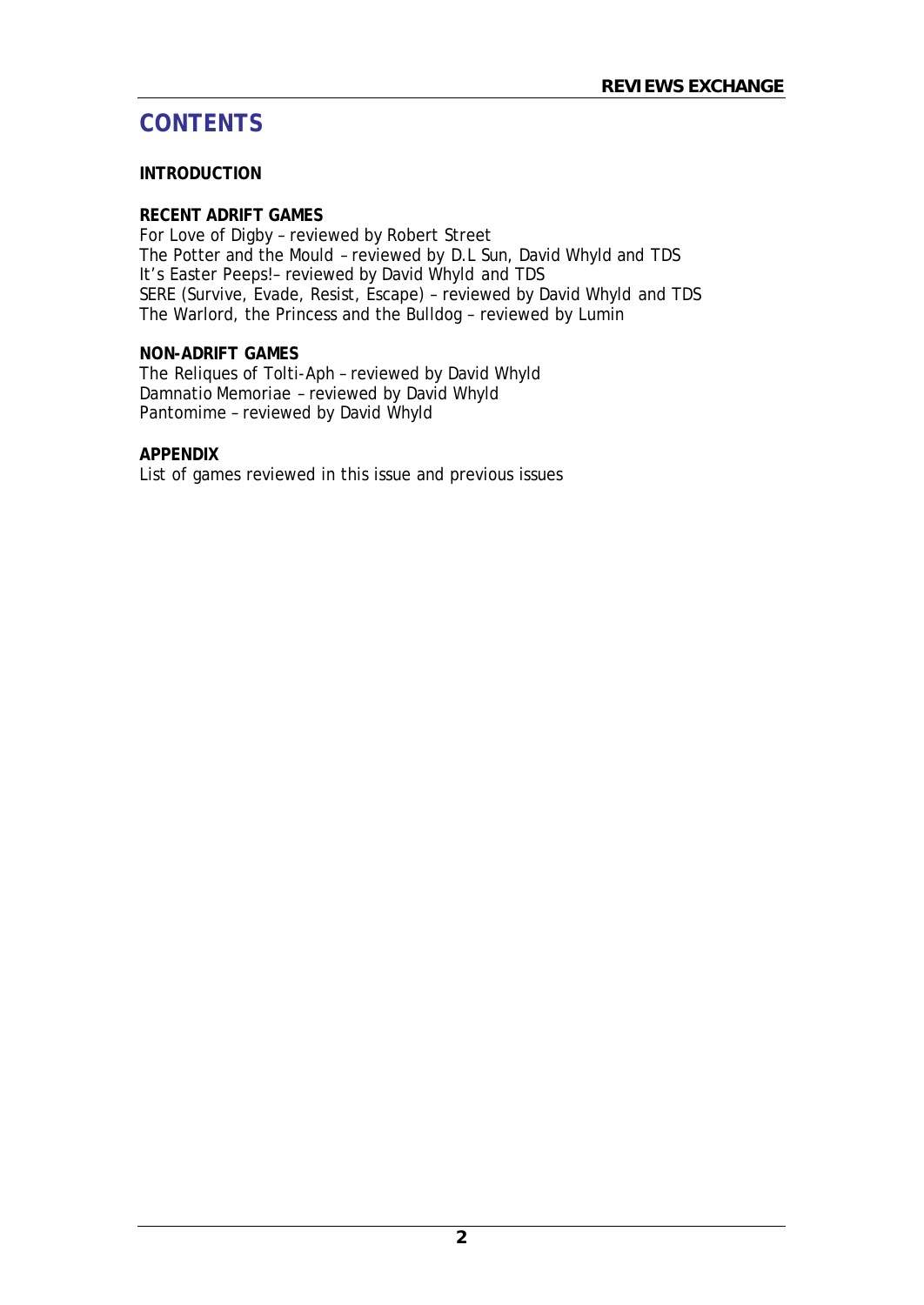# CONTENTS

**INTRODUCTION**

**RECENT ADRIFT GAMES**
For Love of Digby – reviewed by Robert Street
The Potter and the Mould – reviewed by D.L Sun, David Whyld and TDS
It's Easter Peeps!– reviewed by David Whyld and TDS
SERE (Survive, Evade, Resist, Escape) – reviewed by David Whyld and TDS
The Warlord, the Princess and the Bulldog – reviewed by Lumin

**NON-ADRIFT GAMES**
The Reliques of Tolti-Aph – reviewed by David Whyld
Damnatio Memoriae – reviewed by David Whyld
Pantomime – reviewed by David Whyld

**APPENDIX**
List of games reviewed in this issue and previous issues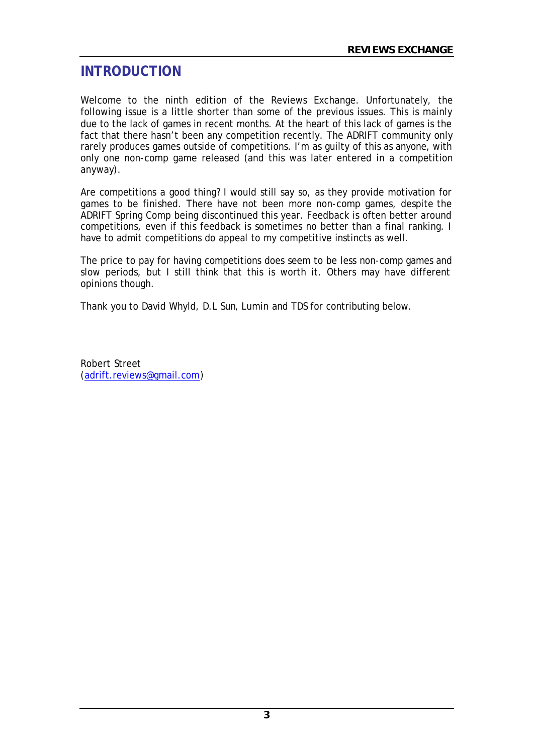# INTRODUCTION

Welcome to the ninth edition of the Reviews Exchange. Unfortunately, the following issue is a little shorter than some of the previous issues. This is mainly due to the lack of games in recent months. At the heart of this lack of games is the fact that there hasn't been any competition recently. The ADRIFT community only rarely produces games outside of competitions. I'm as guilty of this as anyone, with only one non-comp game released (and this was later entered in a competition anyway).

Are competitions a good thing? I would still say so, as they provide motivation for games to be finished. There have not been more non-comp games, despite the ADRIFT Spring Comp being discontinued this year. Feedback is often better around competitions, even if this feedback is sometimes no better than a final ranking. I have to admit competitions do appeal to my competitive instincts as well.

The price to pay for having competitions does seem to be less non-comp games and slow periods, but I still think that this is worth it. Others may have different opinions though.

Thank you to David Whyld, D.L Sun, Lumin and TDS for contributing below.

Robert Street
(adrift.reviews@gmail.com)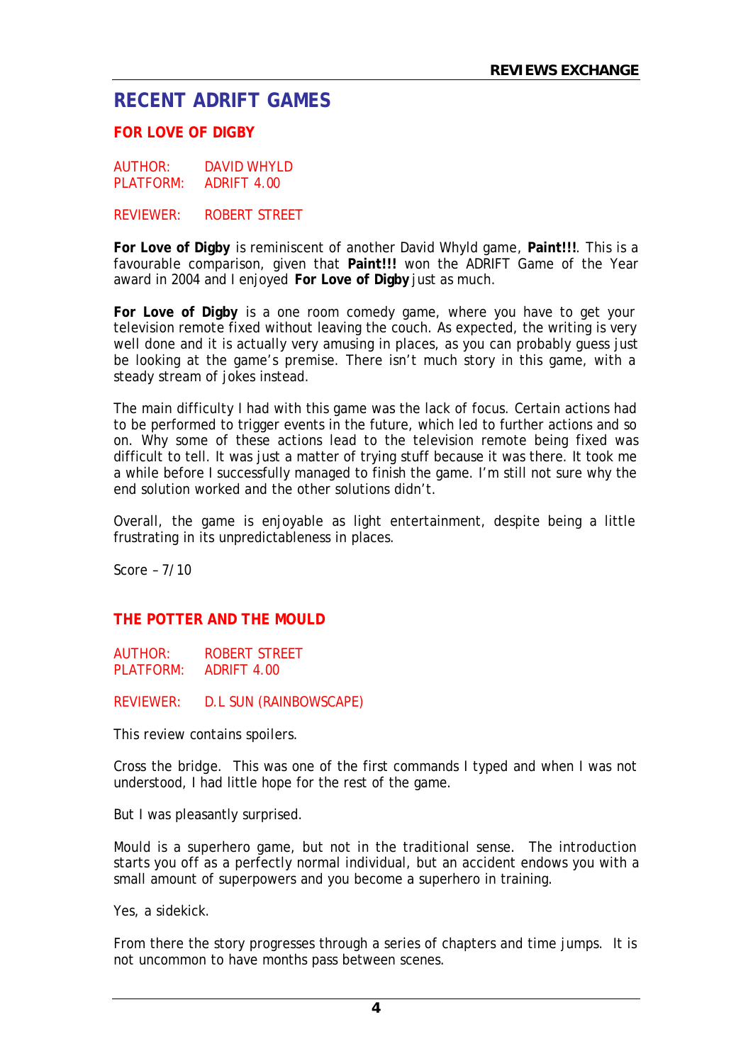# RECENT ADRIFT GAMES

## FOR LOVE OF DIGBY

AUTHOR: DAVID WHYLD
PLATFORM: ADRIFT 4.00

REVIEWER: ROBERT STREET

**For Love of Digby** is reminiscent of another David Whyld game, **Paint!!!**. This is a favourable comparison, given that **Paint!!!** won the ADRIFT Game of the Year award in 2004 and I enjoyed **For Love of Digby** just as much.

**For Love of Digby** is a one room comedy game, where you have to get your television remote fixed without leaving the couch. As expected, the writing is very well done and it is actually very amusing in places, as you can probably guess just be looking at the game's premise. There isn't much story in this game, with a steady stream of jokes instead.

The main difficulty I had with this game was the lack of focus. Certain actions had to be performed to trigger events in the future, which led to further actions and so on. Why some of these actions lead to the television remote being fixed was difficult to tell. It was just a matter of trying stuff because it was there. It took me a while before I successfully managed to finish the game. I'm still not sure why the end solution worked and the other solutions didn't.

Overall, the game is enjoyable as light entertainment, despite being a little frustrating in its unpredictableness in places.

Score – 7/10

## THE POTTER AND THE MOULD

AUTHOR: ROBERT STREET
PLATFORM: ADRIFT 4.00

REVIEWER: D.L SUN (RAINBOWSCAPE)

This review contains spoilers.

Cross the bridge. This was one of the first commands I typed and when I was not understood, I had little hope for the rest of the game.

But I was pleasantly surprised.

Mould is a superhero game, but not in the traditional sense. The introduction starts you off as a perfectly normal individual, but an accident endows you with a small amount of superpowers and you become a superhero in training.

Yes, a sidekick.

From there the story progresses through a series of chapters and time jumps. It is not uncommon to have months pass between scenes.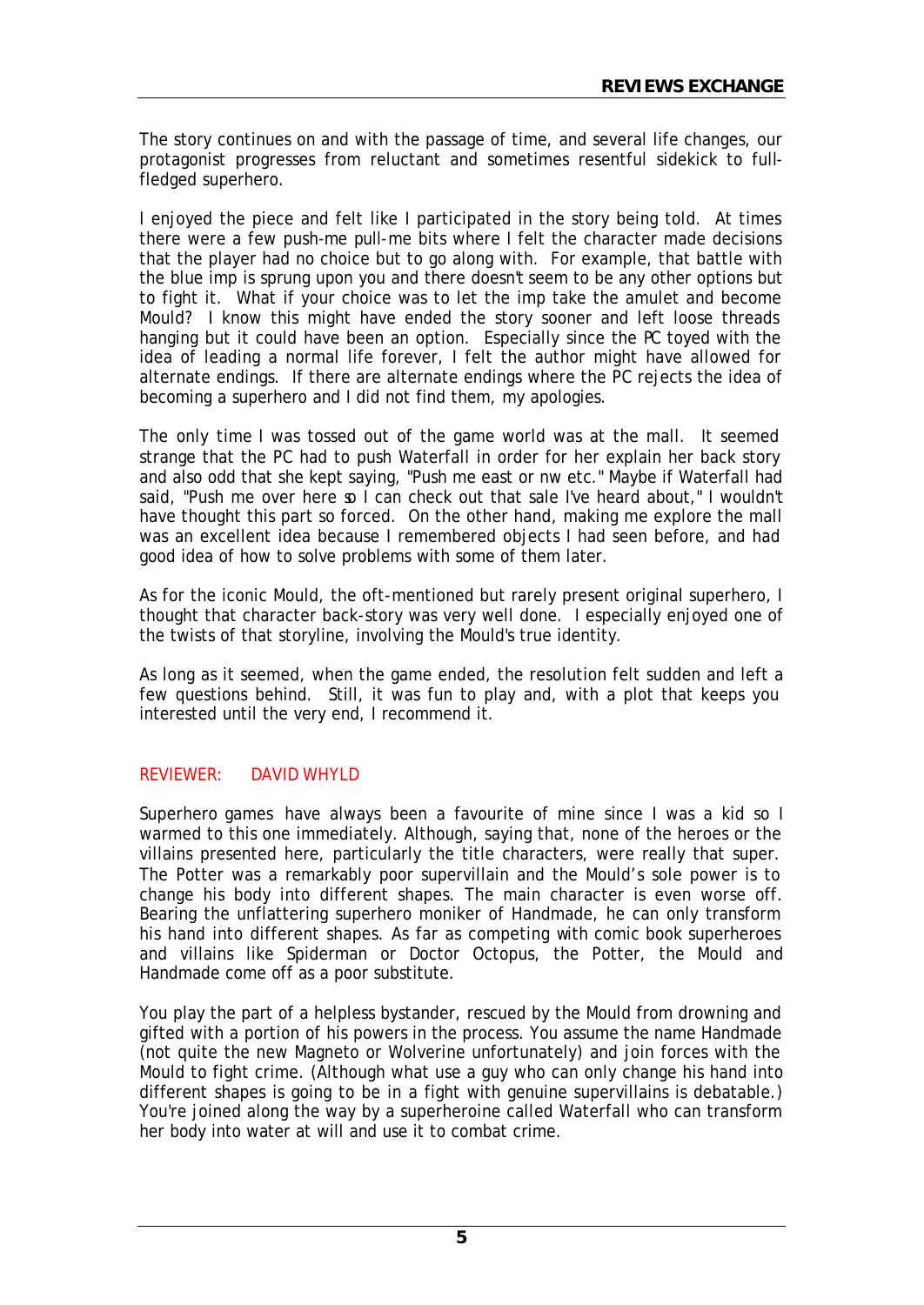The story continues on and with the passage of time, and several life changes, our protagonist progresses from reluctant and sometimes resentful sidekick to full-fledged superhero.

I enjoyed the piece and felt like I participated in the story being told. At times there were a few push-me pull-me bits where I felt the character made decisions that the player had no choice but to go along with. For example, that battle with the blue imp is sprung upon you and there doesn't seem to be any other options but to fight it. What if your choice was to let the imp take the amulet and become Mould? I know this might have ended the story sooner and left loose threads hanging but it could have been an option. Especially since the PC toyed with the idea of leading a normal life forever, I felt the author might have allowed for alternate endings. If there are alternate endings where the PC rejects the idea of becoming a superhero and I did not find them, my apologies.

The only time I was tossed out of the game world was at the mall. It seemed strange that the PC had to push Waterfall in order for her explain her back story and also odd that she kept saying, "Push me east or nw etc." Maybe if Waterfall had said, "Push me over here so I can check out that sale I've heard about," I wouldn't have thought this part so forced. On the other hand, making me explore the mall was an excellent idea because I remembered objects I had seen before, and had good idea of how to solve problems with some of them later.

As for the iconic Mould, the oft-mentioned but rarely present original superhero, I thought that character back-story was very well done. I especially enjoyed one of the twists of that storyline, involving the Mould's true identity.

As long as it seemed, when the game ended, the resolution felt sudden and left a few questions behind. Still, it was fun to play and, with a plot that keeps you interested until the very end, I recommend it.

REVIEWER: DAVID WHYLD

Superhero games have always been a favourite of mine since I was a kid so I warmed to this one immediately. Although, saying that, none of the heroes or the villains presented here, particularly the title characters, were really that super. The Potter was a remarkably poor supervillain and the Mould's sole power is to change his body into different shapes. The main character is even worse off. Bearing the unflattering superhero moniker of Handmade, he can only transform his hand into different shapes. As far as competing with comic book superheroes and villains like Spiderman or Doctor Octopus, the Potter, the Mould and Handmade come off as a poor substitute.

You play the part of a helpless bystander, rescued by the Mould from drowning and gifted with a portion of his powers in the process. You assume the name Handmade (not quite the new Magneto or Wolverine unfortunately) and join forces with the Mould to fight crime. (Although what use a guy who can only change his hand into different shapes is going to be in a fight with genuine supervillains is debatable.) You're joined along the way by a superheroine called Waterfall who can transform her body into water at will and use it to combat crime.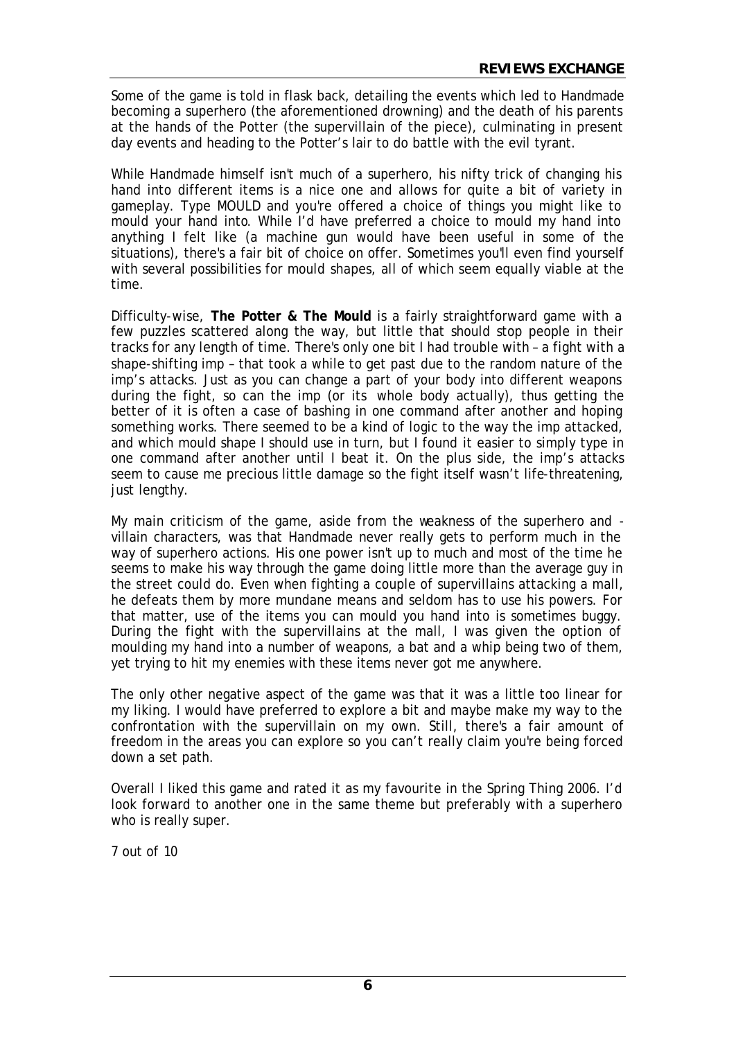Some of the game is told in flask back, detailing the events which led to Handmade becoming a superhero (the aforementioned drowning) and the death of his parents at the hands of the Potter (the supervillain of the piece), culminating in present day events and heading to the Potter's lair to do battle with the evil tyrant.

While Handmade himself isn't much of a superhero, his nifty trick of changing his hand into different items is a nice one and allows for quite a bit of variety in gameplay. Type MOULD and you're offered a choice of things you might like to mould your hand into. While I'd have preferred a choice to mould my hand into anything I felt like (a machine gun would have been useful in some of the situations), there's a fair bit of choice on offer. Sometimes you'll even find yourself with several possibilities for mould shapes, all of which seem equally viable at the time.

Difficulty-wise, **The Potter & The Mould** is a fairly straightforward game with a few puzzles scattered along the way, but little that should stop people in their tracks for any length of time. There's only one bit I had trouble with – a fight with a shape-shifting imp – that took a while to get past due to the random nature of the imp's attacks. Just as you can change a part of your body into different weapons during the fight, so can the imp (or its whole body actually), thus getting the better of it is often a case of bashing in one command after another and hoping something works. There seemed to be a kind of logic to the way the imp attacked, and which mould shape I should use in turn, but I found it easier to simply type in one command after another until I beat it. On the plus side, the imp's attacks seem to cause me precious little damage so the fight itself wasn't life-threatening, just lengthy.

My main criticism of the game, aside from the weakness of the superhero and -villain characters, was that Handmade never really gets to perform much in the way of superhero actions. His one power isn't up to much and most of the time he seems to make his way through the game doing little more than the average guy in the street could do. Even when fighting a couple of supervillains attacking a mall, he defeats them by more mundane means and seldom has to use his powers. For that matter, use of the items you can mould you hand into is sometimes buggy. During the fight with the supervillains at the mall, I was given the option of moulding my hand into a number of weapons, a bat and a whip being two of them, yet trying to hit my enemies with these items never got me anywhere.

The only other negative aspect of the game was that it was a little too linear for my liking. I would have preferred to explore a bit and maybe make my way to the confrontation with the supervillain on my own. Still, there's a fair amount of freedom in the areas you can explore so you can't really claim you're being forced down a set path.

Overall I liked this game and rated it as my favourite in the Spring Thing 2006. I'd look forward to another one in the same theme but preferably with a superhero who is really super.

7 out of 10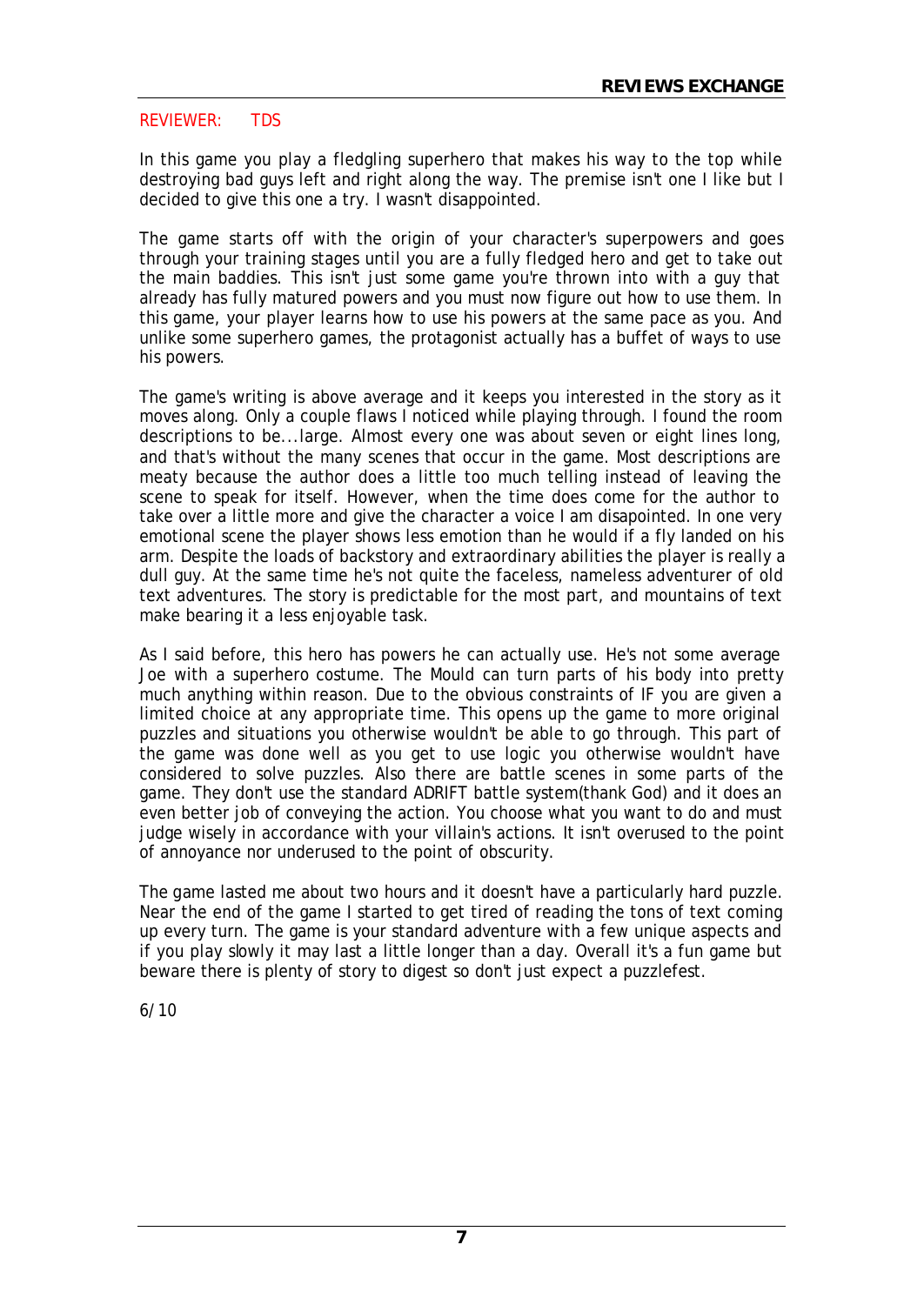REVIEWER: TDS

In this game you play a fledgling superhero that makes his way to the top while destroying bad guys left and right along the way. The premise isn't one I like but I decided to give this one a try. I wasn't disappointed.

The game starts off with the origin of your character's superpowers and goes through your training stages until you are a fully fledged hero and get to take out the main baddies. This isn't just some game you're thrown into with a guy that already has fully matured powers and you must now figure out how to use them. In this game, your player learns how to use his powers at the same pace as you. And unlike some superhero games, the protagonist actually has a buffet of ways to use his powers.

The game's writing is above average and it keeps you interested in the story as it moves along. Only a couple flaws I noticed while playing through. I found the room descriptions to be...large. Almost every one was about seven or eight lines long, and that's without the many scenes that occur in the game. Most descriptions are meaty because the author does a little too much telling instead of leaving the scene to speak for itself. However, when the time does come for the author to take over a little more and give the character a voice I am disapointed. In one very emotional scene the player shows less emotion than he would if a fly landed on his arm. Despite the loads of backstory and extraordinary abilities the player is really a dull guy. At the same time he's not quite the faceless, nameless adventurer of old text adventures. The story is predictable for the most part, and mountains of text make bearing it a less enjoyable task.

As I said before, this hero has powers he can actually use. He's not some average Joe with a superhero costume. The Mould can turn parts of his body into pretty much anything within reason. Due to the obvious constraints of IF you are given a limited choice at any appropriate time. This opens up the game to more original puzzles and situations you otherwise wouldn't be able to go through. This part of the game was done well as you get to use logic you otherwise wouldn't have considered to solve puzzles. Also there are battle scenes in some parts of the game. They don't use the standard ADRIFT battle system(thank God) and it does an even better job of conveying the action. You choose what you want to do and must judge wisely in accordance with your villain's actions. It isn't overused to the point of annoyance nor underused to the point of obscurity.

The game lasted me about two hours and it doesn't have a particularly hard puzzle. Near the end of the game I started to get tired of reading the tons of text coming up every turn. The game is your standard adventure with a few unique aspects and if you play slowly it may last a little longer than a day. Overall it's a fun game but beware there is plenty of story to digest so don't just expect a puzzlefest.

6/10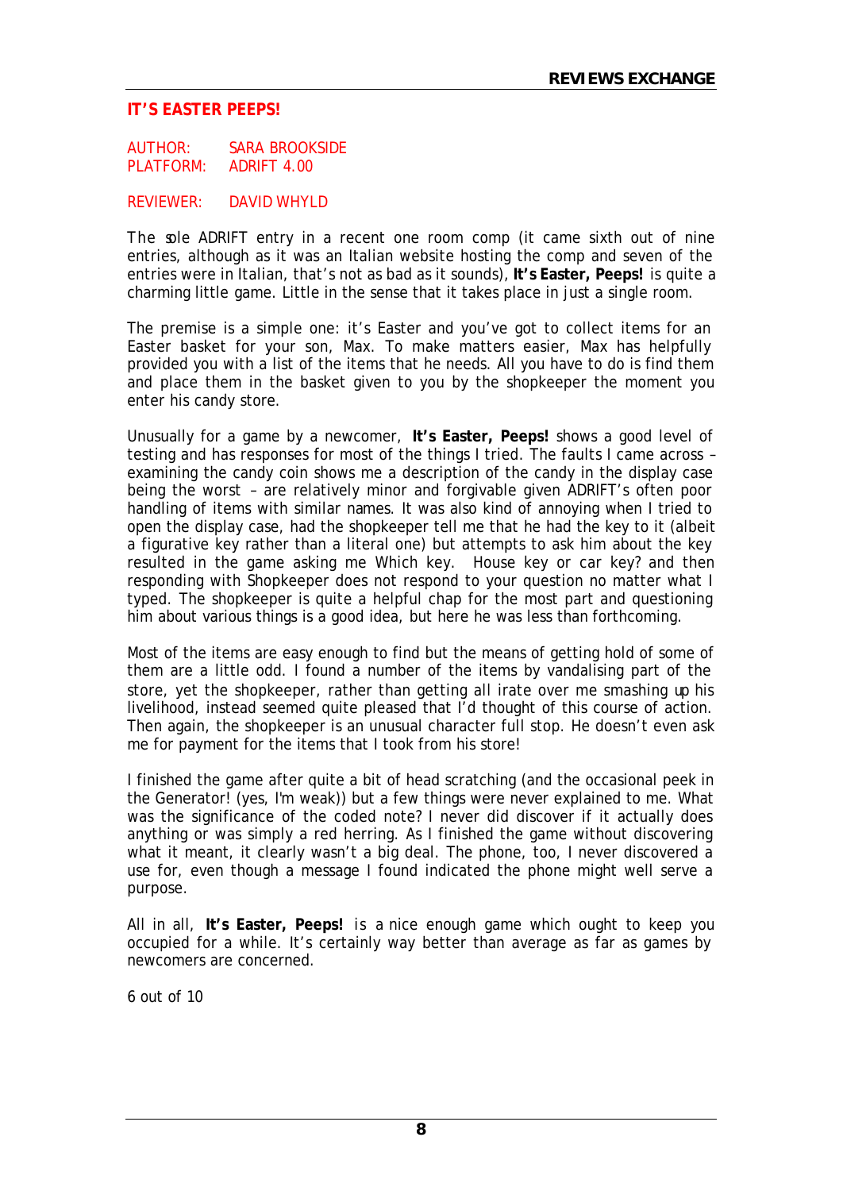## IT'S EASTER PEEPS!

AUTHOR: SARA BROOKSIDE
PLATFORM: ADRIFT 4.00

REVIEWER: DAVID WHYLD

The sole ADRIFT entry in a recent one room comp (it came sixth out of nine entries, although as it was an Italian website hosting the comp and seven of the entries were in Italian, that's not as bad as it sounds), **It's Easter, Peeps!** is quite a charming little game. Little in the sense that it takes place in just a single room.

The premise is a simple one: it's Easter and you've got to collect items for an Easter basket for your son, Max. To make matters easier, Max has helpfully provided you with a list of the items that he needs. All you have to do is find them and place them in the basket given to you by the shopkeeper the moment you enter his candy store.

Unusually for a game by a newcomer, **It's Easter, Peeps!** shows a good level of testing and has responses for most of the things I tried. The faults I came across – examining the candy coin shows me a description of the candy in the display case being the worst – are relatively minor and forgivable given ADRIFT's often poor handling of items with similar names. It was also kind of annoying when I tried to open the display case, had the shopkeeper tell me that he had the key to it (albeit a figurative key rather than a literal one) but attempts to ask him about the key resulted in the game asking me Which key. House key or car key? and then responding with Shopkeeper does not respond to your question no matter what I typed. The shopkeeper is quite a helpful chap for the most part and questioning him about various things is a good idea, but here he was less than forthcoming.

Most of the items are easy enough to find but the means of getting hold of some of them are a little odd. I found a number of the items by vandalising part of the store, yet the shopkeeper, rather than getting all irate over me smashing up his livelihood, instead seemed quite pleased that I'd thought of this course of action. Then again, the shopkeeper is an unusual character full stop. He doesn't even ask me for payment for the items that I took from his store!

I finished the game after quite a bit of head scratching (and the occasional peek in the Generator! (yes, I'm weak)) but a few things were never explained to me. What was the significance of the coded note? I never did discover if it actually does anything or was simply a red herring. As I finished the game without discovering what it meant, it clearly wasn't a big deal. The phone, too, I never discovered a use for, even though a message I found indicated the phone might well serve a purpose.

All in all, **It's Easter, Peeps!** is a nice enough game which ought to keep you occupied for a while. It's certainly way better than average as far as games by newcomers are concerned.

6 out of 10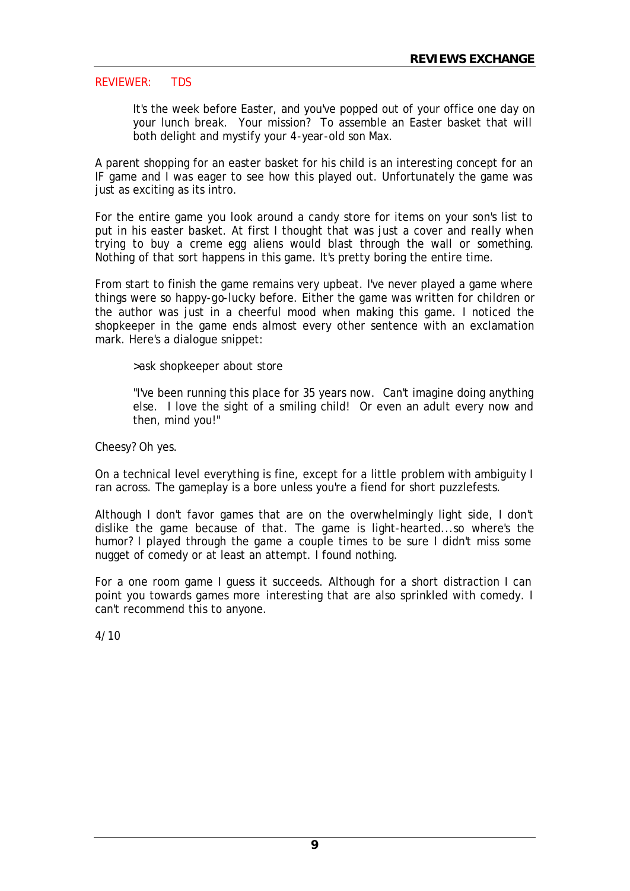REVIEWER: TDS

> It's the week before Easter, and you've popped out of your office one day on your lunch break. Your mission? To assemble an Easter basket that will both delight and mystify your 4-year-old son Max.

A parent shopping for an easter basket for his child is an interesting concept for an IF game and I was eager to see how this played out. Unfortunately the game was just as exciting as its intro.

For the entire game you look around a candy store for items on your son's list to put in his easter basket. At first I thought that was just a cover and really when trying to buy a creme egg aliens would blast through the wall or something. Nothing of that sort happens in this game. It's pretty boring the entire time.

From start to finish the game remains very upbeat. I've never played a game where things were so happy-go-lucky before. Either the game was written for children or the author was just in a cheerful mood when making this game. I noticed the shopkeeper in the game ends almost every other sentence with an exclamation mark. Here's a dialogue snippet:

> >ask shopkeeper about store
>
> "I've been running this place for 35 years now. Can't imagine doing anything else. I love the sight of a smiling child! Or even an adult every now and then, mind you!"

Cheesy? Oh yes.

On a technical level everything is fine, except for a little problem with ambiguity I ran across. The gameplay is a bore unless you're a fiend for short puzzlefests.

Although I don't favor games that are on the overwhelmingly light side, I don't dislike the game because of that. The game is light-hearted...so where's the humor? I played through the game a couple times to be sure I didn't miss some nugget of comedy or at least an attempt. I found nothing.

For a one room game I guess it succeeds. Although for a short distraction I can point you towards games more interesting that are also sprinkled with comedy. I can't recommend this to anyone.

4/10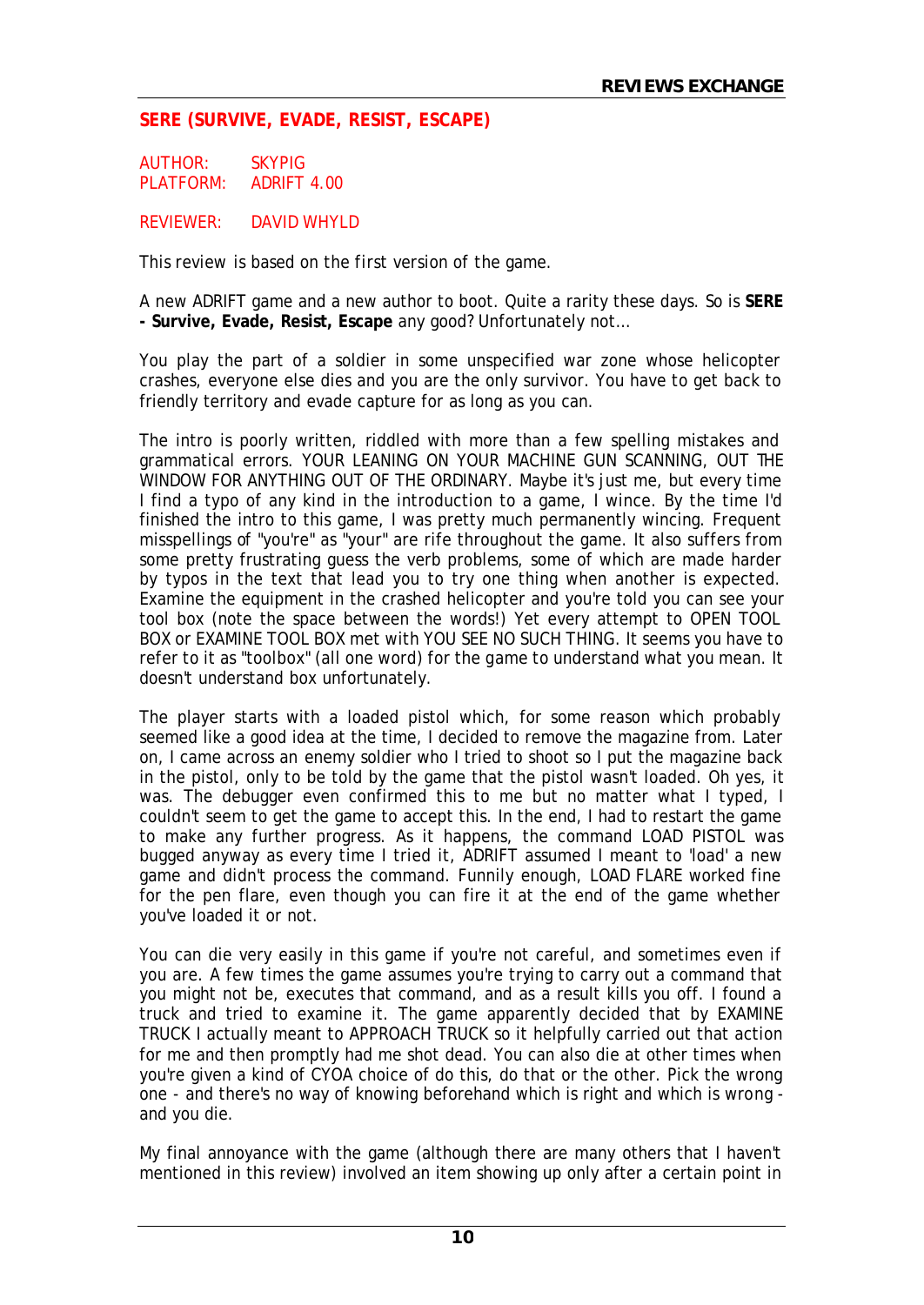## SERE (SURVIVE, EVADE, RESIST, ESCAPE)

AUTHOR: SKYPIG
PLATFORM: ADRIFT 4.00

REVIEWER: DAVID WHYLD

*This review is based on the first version of the game.*

A new ADRIFT game and a new author to boot. Quite a rarity these days. So is **SERE - Survive, Evade, Resist, Escape** any good? Unfortunately not…

You play the part of a soldier in some unspecified war zone whose helicopter crashes, everyone else dies and you are the only survivor. You have to get back to friendly territory and evade capture for as long as you can.

The intro is poorly written, riddled with more than a few spelling mistakes and grammatical errors. YOUR LEANING ON YOUR MACHINE GUN SCANNING, OUT THE WINDOW FOR ANYTHING OUT OF THE ORDINARY. Maybe it's just me, but every time I find a typo of any kind in the introduction to a game, I wince. By the time I'd finished the intro to this game, I was pretty much permanently wincing. Frequent misspellings of "you're" as "your" are rife throughout the game. It also suffers from some pretty frustrating guess the verb problems, some of which are made harder by typos in the text that lead you to try one thing when another is expected. Examine the equipment in the crashed helicopter and you're told you can see your tool box (note the space between the words!) Yet every attempt to OPEN TOOL BOX or EXAMINE TOOL BOX met with YOU SEE NO SUCH THING. It seems you have to refer to it as "toolbox" (all one word) for the game to understand what you mean. It doesn't understand box unfortunately.

The player starts with a loaded pistol which, for some reason which probably seemed like a good idea at the time, I decided to remove the magazine from. Later on, I came across an enemy soldier who I tried to shoot so I put the magazine back in the pistol, only to be told by the game that the pistol wasn't loaded. Oh yes, it was. The debugger even confirmed this to me but no matter what I typed, I couldn't seem to get the game to accept this. In the end, I had to restart the game to make any further progress. As it happens, the command LOAD PISTOL was bugged anyway as every time I tried it, ADRIFT assumed I meant to 'load' a new game and didn't process the command. Funnily enough, LOAD FLARE worked fine for the pen flare, even though you can fire it at the end of the game whether you've loaded it or not.

You can die very easily in this game if you're not careful, and sometimes even if you are. A few times the game assumes you're trying to carry out a command that you might not be, executes that command, and as a result kills you off. I found a truck and tried to examine it. The game apparently decided that by EXAMINE TRUCK I actually meant to APPROACH TRUCK so it helpfully carried out that action for me and then promptly had me shot dead. You can also die at other times when you're given a kind of CYOA choice of do this, do that or the other. Pick the wrong one - and there's no way of knowing beforehand which is right and which is wrong - and you die.

My final annoyance with the game (although there are many others that I haven't mentioned in this review) involved an item showing up only after a certain point in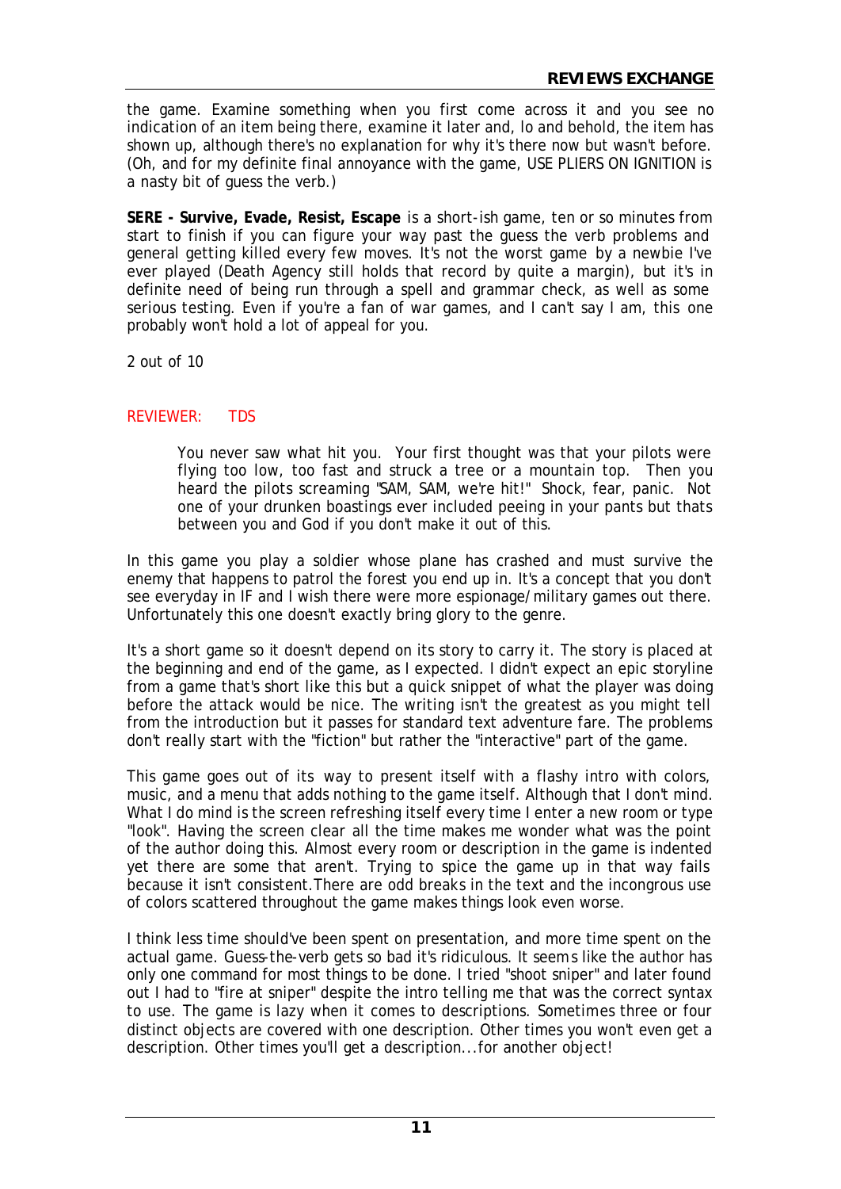the game. Examine something when you first come across it and you see no indication of an item being there, examine it later and, lo and behold, the item has shown up, although there's no explanation for why it's there now but wasn't before. (Oh, and for my definite final annoyance with the game, USE PLIERS ON IGNITION is a nasty bit of guess the verb.)

**SERE - Survive, Evade, Resist, Escape** is a short-ish game, ten or so minutes from start to finish if you can figure your way past the guess the verb problems and general getting killed every few moves. It's not the worst game by a newbie I've ever played (Death Agency still holds that record by quite a margin), but it's in definite need of being run through a spell and grammar check, as well as some serious testing. Even if you're a fan of war games, and I can't say I am, this one probably won't hold a lot of appeal for you.

2 out of 10

REVIEWER: TDS

> You never saw what hit you. Your first thought was that your pilots were flying too low, too fast and struck a tree or a mountain top. Then you heard the pilots screaming "SAM, SAM, we're hit!" Shock, fear, panic. Not one of your drunken boastings ever included peeing in your pants but thats between you and God if you don't make it out of this.

In this game you play a soldier whose plane has crashed and must survive the enemy that happens to patrol the forest you end up in. It's a concept that you don't see everyday in IF and I wish there were more espionage/military games out there. Unfortunately this one doesn't exactly bring glory to the genre.

It's a short game so it doesn't depend on its story to carry it. The story is placed at the beginning and end of the game, as I expected. I didn't expect an epic storyline from a game that's short like this but a quick snippet of what the player was doing before the attack would be nice. The writing isn't the greatest as you might tell from the introduction but it passes for standard text adventure fare. The problems don't really start with the "fiction" but rather the "interactive" part of the game.

This game goes out of its way to present itself with a flashy intro with colors, music, and a menu that adds nothing to the game itself. Although that I don't mind. What I do mind is the screen refreshing itself every time I enter a new room or type "look". Having the screen clear all the time makes me wonder what was the point of the author doing this. Almost every room or description in the game is indented yet there are some that aren't. Trying to spice the game up in that way fails because it isn't consistent.There are odd breaks in the text and the incongrous use of colors scattered throughout the game makes things look even worse.

I think less time should've been spent on presentation, and more time spent on the actual game. Guess-the-verb gets so bad it's ridiculous. It seems like the author has only one command for most things to be done. I tried "shoot sniper" and later found out I had to "fire at sniper" despite the intro telling me that was the correct syntax to use. The game is lazy when it comes to descriptions. Sometimes three or four distinct objects are covered with one description. Other times you won't even get a description. Other times you'll get a description...for another object!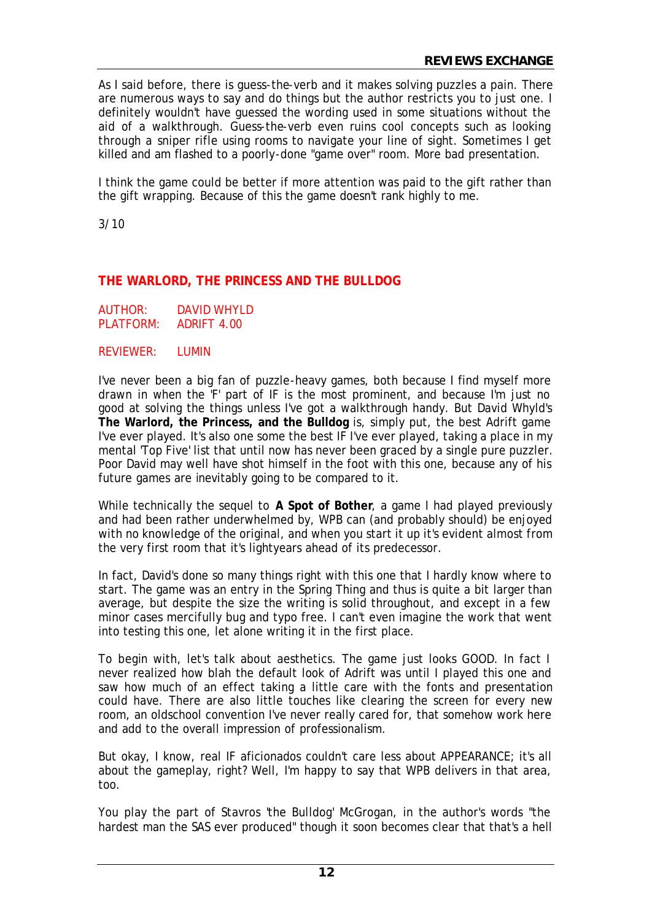As I said before, there is guess-the-verb and it makes solving puzzles a pain. There are numerous ways to say and do things but the author restricts you to just one. I definitely wouldn't have guessed the wording used in some situations without the aid of a walkthrough. Guess-the-verb even ruins cool concepts such as looking through a sniper rifle using rooms to navigate your line of sight. Sometimes I get killed and am flashed to a poorly-done "game over" room. More bad presentation.

I think the game could be better if more attention was paid to the gift rather than the gift wrapping. Because of this the game doesn't rank highly to me.

3/10

## THE WARLORD, THE PRINCESS AND THE BULLDOG

AUTHOR: DAVID WHYLD
PLATFORM: ADRIFT 4.00

REVIEWER: LUMIN

I've never been a big fan of puzzle-heavy games, both because I find myself more drawn in when the 'F' part of IF is the most prominent, and because I'm just no good at solving the things unless I've got a walkthrough handy. But David Whyld's **The Warlord, the Princess, and the Bulldog** is, simply put, the best Adrift game I've ever played. It's also one some the best IF I've ever played, taking a place in my mental 'Top Five' list that until now has never been graced by a single pure puzzler. Poor David may well have shot himself in the foot with this one, because any of his future games are inevitably going to be compared to it.

While technically the sequel to **A Spot of Bother**, a game I had played previously and had been rather underwhelmed by, WPB can (and probably should) be enjoyed with no knowledge of the original, and when you start it up it's evident almost from the very first room that it's lightyears ahead of its predecessor.

In fact, David's done so many things right with this one that I hardly know where to start. The game was an entry in the Spring Thing and thus is quite a bit larger than average, but despite the size the writing is solid throughout, and except in a few minor cases mercifully bug and typo free. I can't even imagine the work that went into testing this one, let alone writing it in the first place.

To begin with, let's talk about aesthetics. The game just looks GOOD. In fact I never realized how blah the default look of Adrift was until I played this one and saw how much of an effect taking a little care with the fonts and presentation could have. There are also little touches like clearing the screen for every new room, an oldschool convention I've never really cared for, that somehow work here and add to the overall impression of professionalism.

But okay, I know, real IF aficionados couldn't care less about APPEARANCE; it's all about the gameplay, right? Well, I'm happy to say that WPB delivers in that area, too.

You play the part of Stavros 'the Bulldog' McGrogan, in the author's words "the hardest man the SAS ever produced" though it soon becomes clear that that's a hell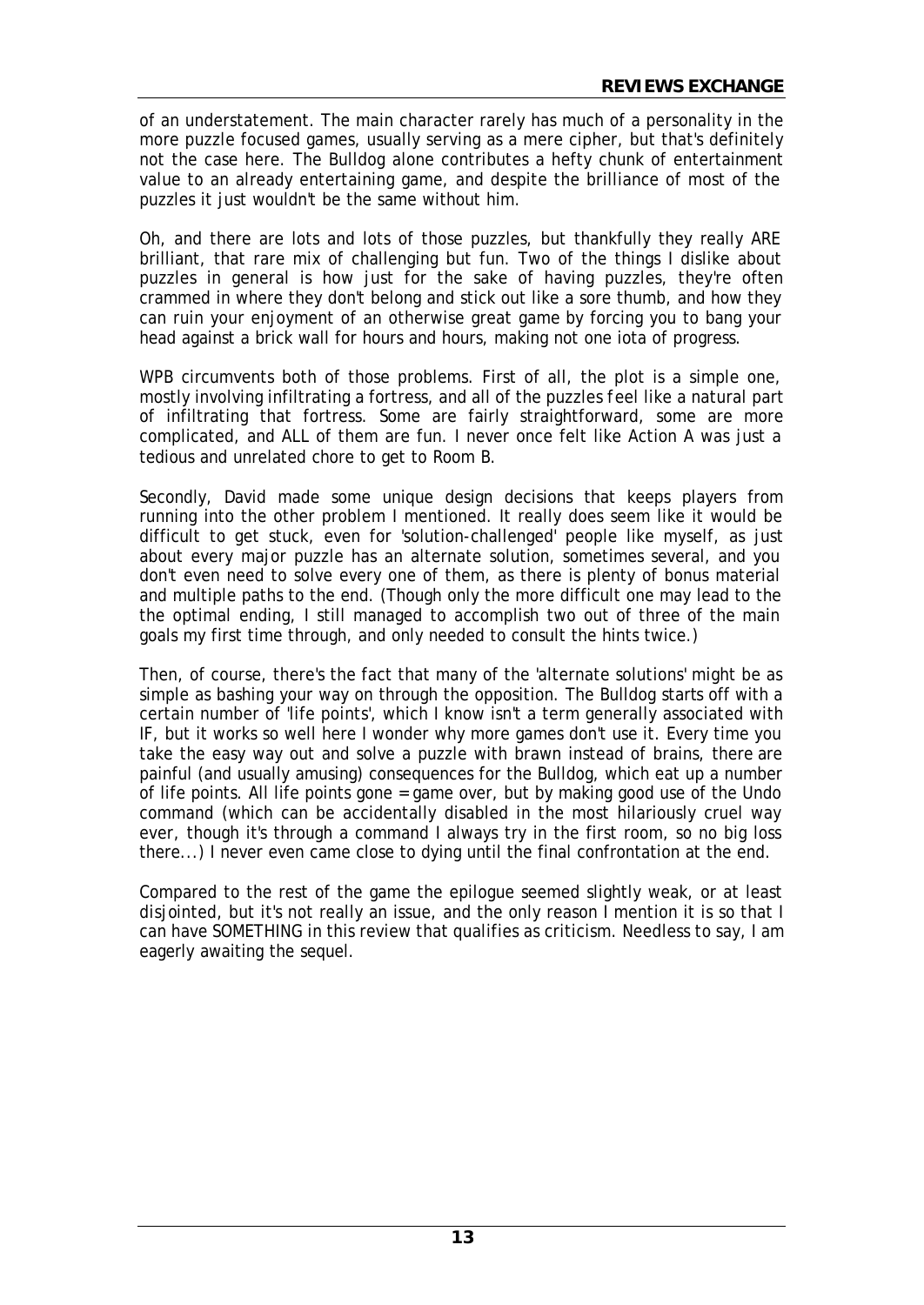of an understatement. The main character rarely has much of a personality in the more puzzle focused games, usually serving as a mere cipher, but that's definitely not the case here. The Bulldog alone contributes a hefty chunk of entertainment value to an already entertaining game, and despite the brilliance of most of the puzzles it just wouldn't be the same without him.

Oh, and there are lots and lots of those puzzles, but thankfully they really ARE brilliant, that rare mix of challenging but fun. Two of the things I dislike about puzzles in general is how just for the sake of having puzzles, they're often crammed in where they don't belong and stick out like a sore thumb, and how they can ruin your enjoyment of an otherwise great game by forcing you to bang your head against a brick wall for hours and hours, making not one iota of progress.

WPB circumvents both of those problems. First of all, the plot is a simple one, mostly involving infiltrating a fortress, and all of the puzzles feel like a natural part of infiltrating that fortress. Some are fairly straightforward, some are more complicated, and ALL of them are fun. I never once felt like Action A was just a tedious and unrelated chore to get to Room B.

Secondly, David made some unique design decisions that keeps players from running into the other problem I mentioned. It really does seem like it would be difficult to get stuck, even for 'solution-challenged' people like myself, as just about every major puzzle has an alternate solution, sometimes several, and you don't even need to solve every one of them, as there is plenty of bonus material and multiple paths to the end. (Though only the more difficult one may lead to the the optimal ending, I still managed to accomplish two out of three of the main goals my first time through, and only needed to consult the hints twice.)

Then, of course, there's the fact that many of the 'alternate solutions' might be as simple as bashing your way on through the opposition. The Bulldog starts off with a certain number of 'life points', which I know isn't a term generally associated with IF, but it works so well here I wonder why more games don't use it. Every time you take the easy way out and solve a puzzle with brawn instead of brains, there are painful (and usually amusing) consequences for the Bulldog, which eat up a number of life points. All life points gone = game over, but by making good use of the Undo command (which can be accidentally disabled in the most hilariously cruel way ever, though it's through a command I always try in the first room, so no big loss there...) I never even came close to dying until the final confrontation at the end.

Compared to the rest of the game the epilogue seemed slightly weak, or at least disjointed, but it's not really an issue, and the only reason I mention it is so that I can have SOMETHING in this review that qualifies as criticism. Needless to say, I am eagerly awaiting the sequel.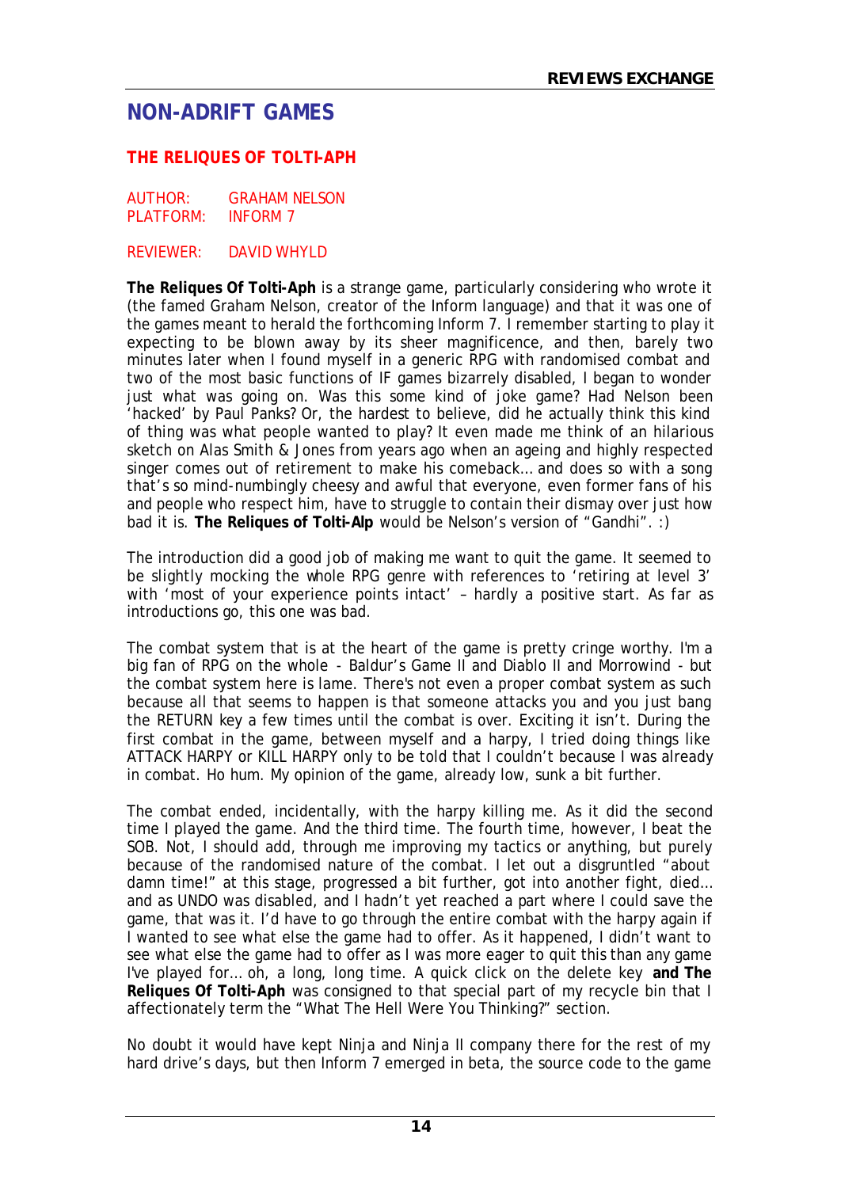## NON-ADRIFT GAMES

### THE RELIQUES OF TOLTI-APH

AUTHOR: GRAHAM NELSON
PLATFORM: INFORM 7

REVIEWER: DAVID WHYLD

**The Reliques Of Tolti-Aph** is a strange game, particularly considering who wrote it (the famed Graham Nelson, creator of the Inform language) and that it was one of the games meant to herald the forthcoming Inform 7. I remember starting to play it expecting to be blown away by its sheer magnificence, and then, barely two minutes later when I found myself in a generic RPG with randomised combat and two of the most basic functions of IF games bizarrely disabled, I began to wonder just what was going on. Was this some kind of joke game? Had Nelson been 'hacked' by Paul Panks? Or, the hardest to believe, did he actually think this kind of thing was what people wanted to play? It even made me think of an hilarious sketch on Alas Smith & Jones from years ago when an ageing and highly respected singer comes out of retirement to make his comeback… and does so with a song that's so mind-numbingly cheesy and awful that everyone, even former fans of his and people who respect him, have to struggle to contain their dismay over just how bad it is. **The Reliques of Tolti-Alp** would be Nelson's version of "Gandhi". :)

The introduction did a good job of making me want to quit the game. It seemed to be slightly mocking the whole RPG genre with references to 'retiring at level 3' with 'most of your experience points intact' – hardly a positive start. As far as introductions go, this one was bad.

The combat system that is at the heart of the game is pretty cringe worthy. I'm a big fan of RPG on the whole - Baldur's Game II and Diablo II and Morrowind - but the combat system here is lame. There's not even a proper combat system as such because all that seems to happen is that someone attacks you and you just bang the RETURN key a few times until the combat is over. Exciting it isn't. During the first combat in the game, between myself and a harpy, I tried doing things like ATTACK HARPY or KILL HARPY only to be told that I couldn't because I was already in combat. Ho hum. My opinion of the game, already low, sunk a bit further.

The combat ended, incidentally, with the harpy killing me. As it did the second time I played the game. And the third time. The fourth time, however, I beat the SOB. Not, I should add, through me improving my tactics or anything, but purely because of the randomised nature of the combat. I let out a disgruntled "about damn time!" at this stage, progressed a bit further, got into another fight, died… and as UNDO was disabled, and I hadn't yet reached a part where I could save the game, that was it. I'd have to go through the entire combat with the harpy again if I wanted to see what else the game had to offer. As it happened, I didn't want to see what else the game had to offer as I was more eager to quit this than any game I've played for… oh, a long, long time. A quick click on the delete key **and The Reliques Of Tolti-Aph** was consigned to that special part of my recycle bin that I affectionately term the "What The Hell Were You Thinking?" section.

No doubt it would have kept Ninja and Ninja II company there for the rest of my hard drive's days, but then Inform 7 emerged in beta, the source code to the game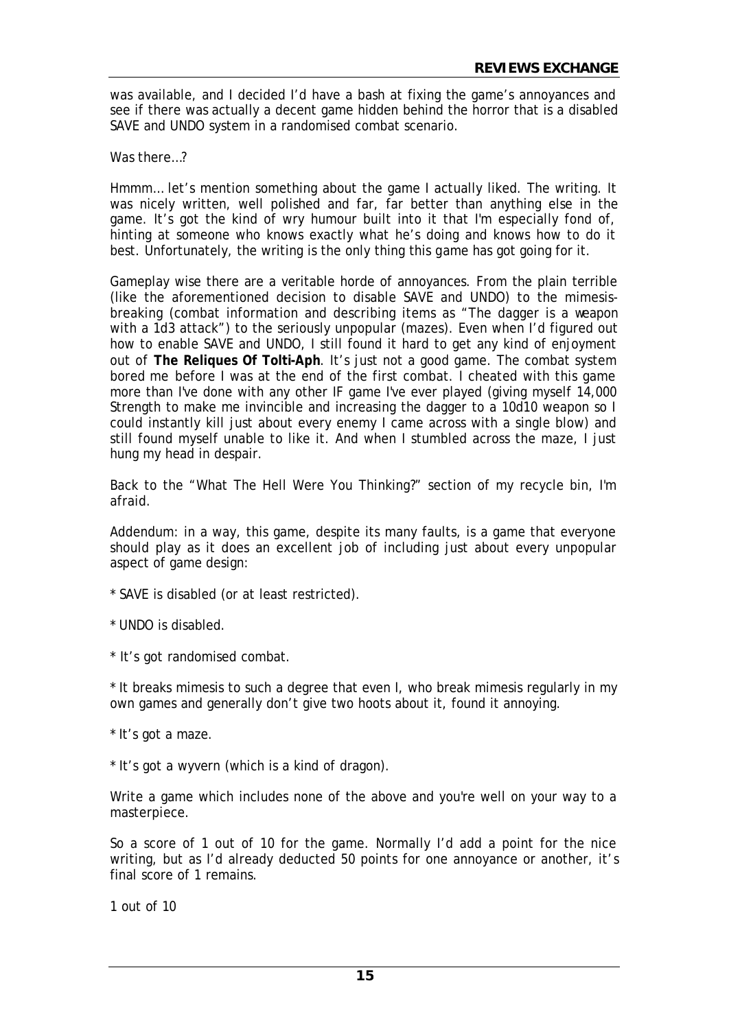was available, and I decided I'd have a bash at fixing the game's annoyances and see if there was actually a decent game hidden behind the horror that is a disabled SAVE and UNDO system in a randomised combat scenario.

Was there…?

Hmmm… let's mention something about the game I actually liked. The writing. It was nicely written, well polished and far, far better than anything else in the game. It's got the kind of wry humour built into it that I'm especially fond of, hinting at someone who knows exactly what he's doing and knows how to do it best. Unfortunately, the writing is the only thing this game has got going for it.

Gameplay wise there are a veritable horde of annoyances. From the plain terrible (like the aforementioned decision to disable SAVE and UNDO) to the mimesis-breaking (combat information and describing items as "The dagger is a weapon with a 1d3 attack") to the seriously unpopular (mazes). Even when I'd figured out how to enable SAVE and UNDO, I still found it hard to get any kind of enjoyment out of **The Reliques Of Tolti-Aph**. It's just not a good game. The combat system bored me before I was at the end of the first combat. I cheated with this game more than I've done with any other IF game I've ever played (giving myself 14,000 Strength to make me invincible and increasing the dagger to a 10d10 weapon so I could instantly kill just about every enemy I came across with a single blow) and still found myself unable to like it. And when I stumbled across the maze, I just hung my head in despair.

Back to the "What The Hell Were You Thinking?" section of my recycle bin, I'm afraid.

Addendum: in a way, this game, despite its many faults, is a game that everyone should play as it does an excellent job of including just about every unpopular aspect of game design:

* SAVE is disabled (or at least restricted).

* UNDO is disabled.

* It's got randomised combat.

* It breaks mimesis to such a degree that even I, who break mimesis regularly in my own games and generally don't give two hoots about it, found it annoying.

* It's got a maze.

* It's got a wyvern (which is a kind of dragon).

Write a game which includes none of the above and you're well on your way to a masterpiece.

So a score of 1 out of 10 for the game. Normally I'd add a point for the nice writing, but as I'd already deducted 50 points for one annoyance or another, it's final score of 1 remains.

1 out of 10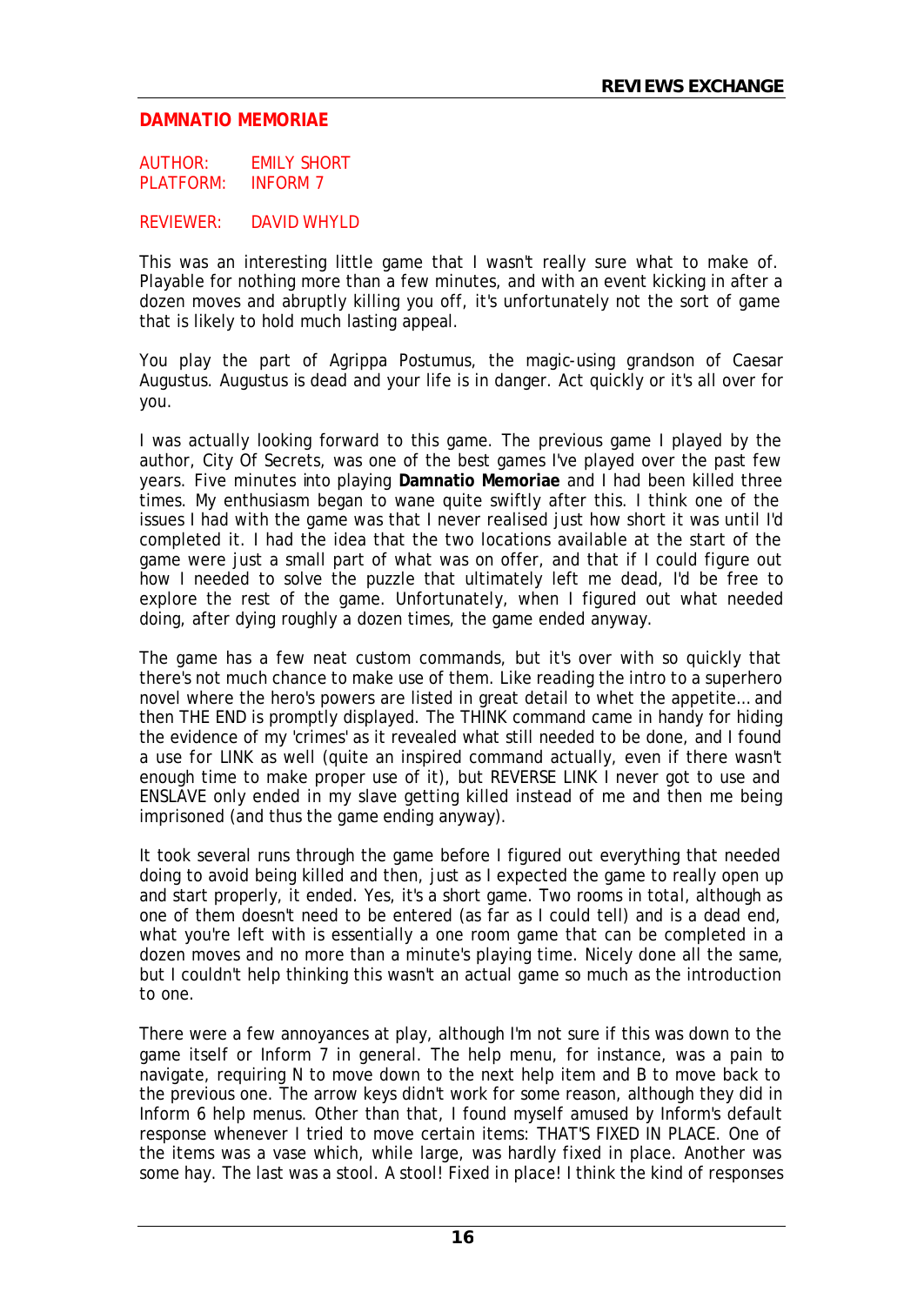## DAMNATIO MEMORIAE

AUTHOR: EMILY SHORT
PLATFORM: INFORM 7

REVIEWER: DAVID WHYLD

This was an interesting little game that I wasn't really sure what to make of. Playable for nothing more than a few minutes, and with an event kicking in after a dozen moves and abruptly killing you off, it's unfortunately not the sort of game that is likely to hold much lasting appeal.

You play the part of Agrippa Postumus, the magic-using grandson of Caesar Augustus. Augustus is dead and your life is in danger. Act quickly or it's all over for you.

I was actually looking forward to this game. The previous game I played by the author, City Of Secrets, was one of the best games I've played over the past few years. Five minutes into playing **Damnatio Memoriae** and I had been killed three times. My enthusiasm began to wane quite swiftly after this. I think one of the issues I had with the game was that I never realised just how short it was until I'd completed it. I had the idea that the two locations available at the start of the game were just a small part of what was on offer, and that if I could figure out how I needed to solve the puzzle that ultimately left me dead, I'd be free to explore the rest of the game. Unfortunately, when I figured out what needed doing, after dying roughly a dozen times, the game ended anyway.

The game has a few neat custom commands, but it's over with so quickly that there's not much chance to make use of them. Like reading the intro to a superhero novel where the hero's powers are listed in great detail to whet the appetite… and then THE END is promptly displayed. The THINK command came in handy for hiding the evidence of my 'crimes' as it revealed what still needed to be done, and I found a use for LINK as well (quite an inspired command actually, even if there wasn't enough time to make proper use of it), but REVERSE LINK I never got to use and ENSLAVE only ended in my slave getting killed instead of me and then me being imprisoned (and thus the game ending anyway).

It took several runs through the game before I figured out everything that needed doing to avoid being killed and then, just as I expected the game to really open up and start properly, it ended. Yes, it's a short game. Two rooms in total, although as one of them doesn't need to be entered (as far as I could tell) and is a dead end, what you're left with is essentially a one room game that can be completed in a dozen moves and no more than a minute's playing time. Nicely done all the same, but I couldn't help thinking this wasn't an actual game so much as the introduction to one.

There were a few annoyances at play, although I'm not sure if this was down to the game itself or Inform 7 in general. The help menu, for instance, was a pain to navigate, requiring N to move down to the next help item and B to move back to the previous one. The arrow keys didn't work for some reason, although they did in Inform 6 help menus. Other than that, I found myself amused by Inform's default response whenever I tried to move certain items: THAT'S FIXED IN PLACE. One of the items was a vase which, while large, was hardly fixed in place. Another was some hay. The last was a stool. A stool! Fixed in place! I think the kind of responses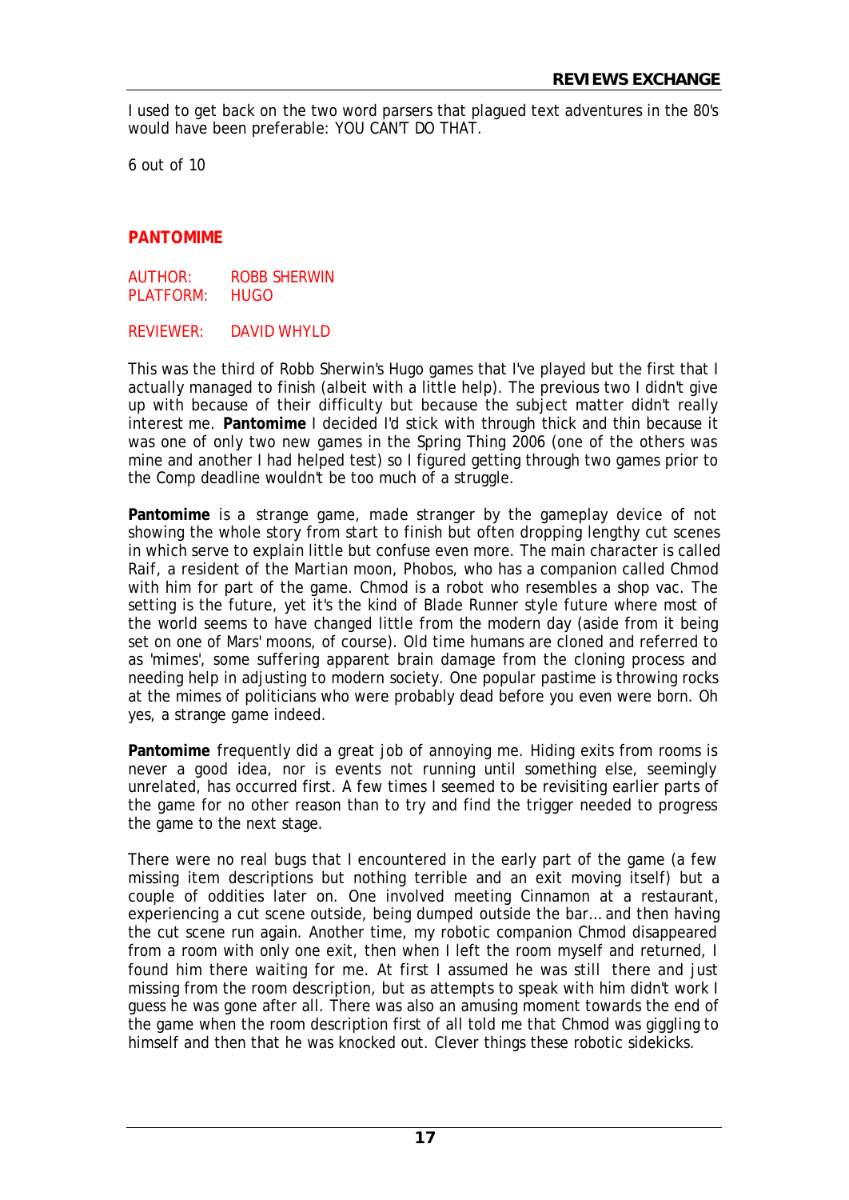I used to get back on the two word parsers that plagued text adventures in the 80's would have been preferable: YOU CAN'T DO THAT.

6 out of 10

## PANTOMIME

AUTHOR: ROBB SHERWIN
PLATFORM: HUGO

REVIEWER: DAVID WHYLD

This was the third of Robb Sherwin's Hugo games that I've played but the first that I actually managed to finish (albeit with a little help). The previous two I didn't give up with because of their difficulty but because the subject matter didn't really interest me. **Pantomime** I decided I'd stick with through thick and thin because it was one of only two new games in the Spring Thing 2006 (one of the others was mine and another I had helped test) so I figured getting through two games prior to the Comp deadline wouldn't be too much of a struggle.

**Pantomime** is a strange game, made stranger by the gameplay device of not showing the whole story from start to finish but often dropping lengthy cut scenes in which serve to explain little but confuse even more. The main character is called Raif, a resident of the Martian moon, Phobos, who has a companion called Chmod with him for part of the game. Chmod is a robot who resembles a shop vac. The setting is the future, yet it's the kind of Blade Runner style future where most of the world seems to have changed little from the modern day (aside from it being set on one of Mars' moons, of course). Old time humans are cloned and referred to as 'mimes', some suffering apparent brain damage from the cloning process and needing help in adjusting to modern society. One popular pastime is throwing rocks at the mimes of politicians who were probably dead before you even were born. Oh yes, a strange game indeed.

**Pantomime** frequently did a great job of annoying me. Hiding exits from rooms is never a good idea, nor is events not running until something else, seemingly unrelated, has occurred first. A few times I seemed to be revisiting earlier parts of the game for no other reason than to try and find the trigger needed to progress the game to the next stage.

There were no real bugs that I encountered in the early part of the game (a few missing item descriptions but nothing terrible and an exit moving itself) but a couple of oddities later on. One involved meeting Cinnamon at a restaurant, experiencing a cut scene outside, being dumped outside the bar… and then having the cut scene run again. Another time, my robotic companion Chmod disappeared from a room with only one exit, then when I left the room myself and returned, I found him there waiting for me. At first I assumed he was still there and just missing from the room description, but as attempts to speak with him didn't work I guess he was gone after all. There was also an amusing moment towards the end of the game when the room description first of all told me that Chmod was giggling to himself and then that he was knocked out. Clever things these robotic sidekicks.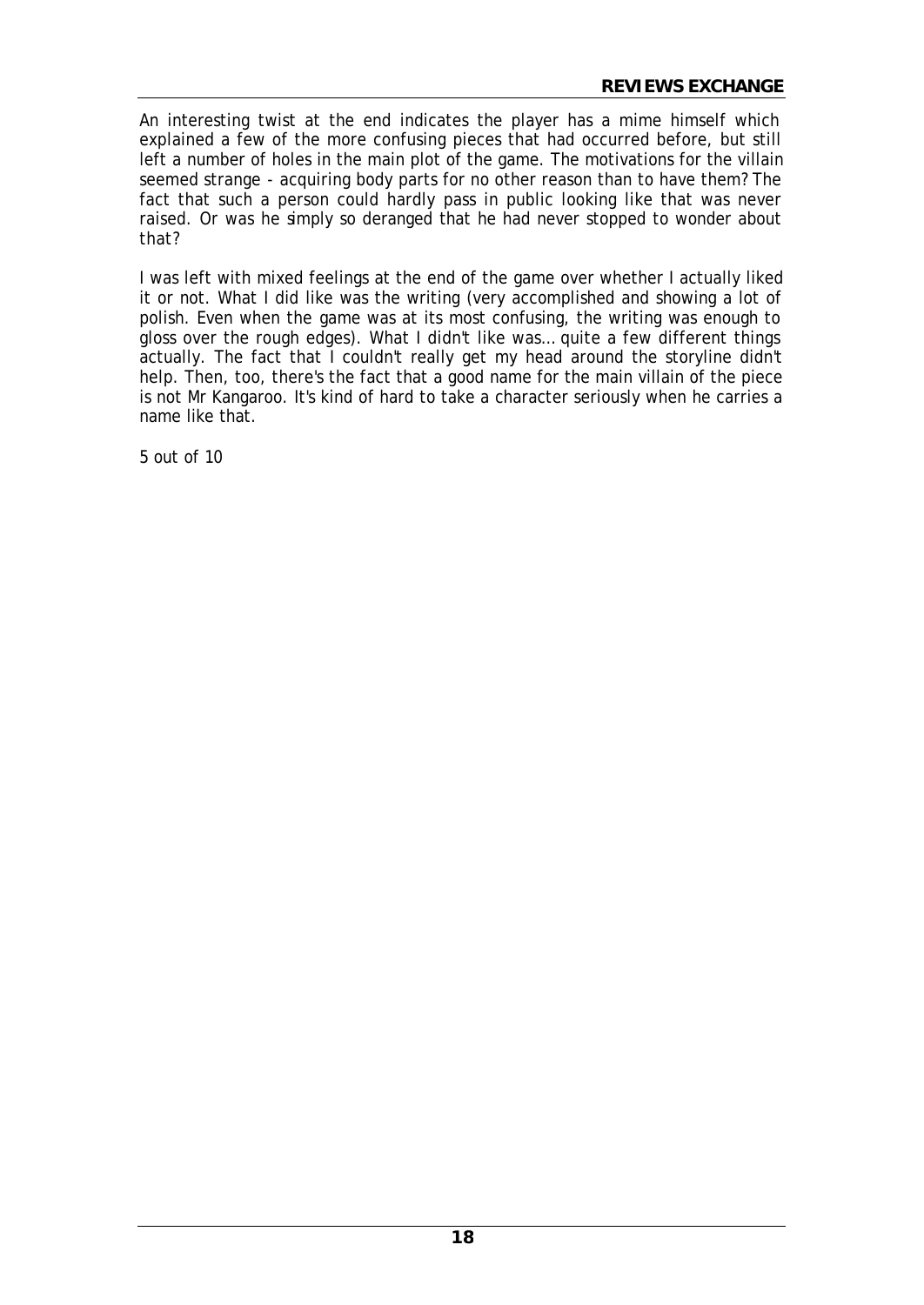An interesting twist at the end indicates the player has a mime himself which explained a few of the more confusing pieces that had occurred before, but still left a number of holes in the main plot of the game. The motivations for the villain seemed strange - acquiring body parts for no other reason than to have them? The fact that such a person could hardly pass in public looking like that was never raised. Or was he simply so deranged that he had never stopped to wonder about that?

I was left with mixed feelings at the end of the game over whether I actually liked it or not. What I did like was the writing (very accomplished and showing a lot of polish. Even when the game was at its most confusing, the writing was enough to gloss over the rough edges). What I didn't like was… quite a few different things actually. The fact that I couldn't really get my head around the storyline didn't help. Then, too, there's the fact that a good name for the main villain of the piece is not Mr Kangaroo. It's kind of hard to take a character seriously when he carries a name like that.

5 out of 10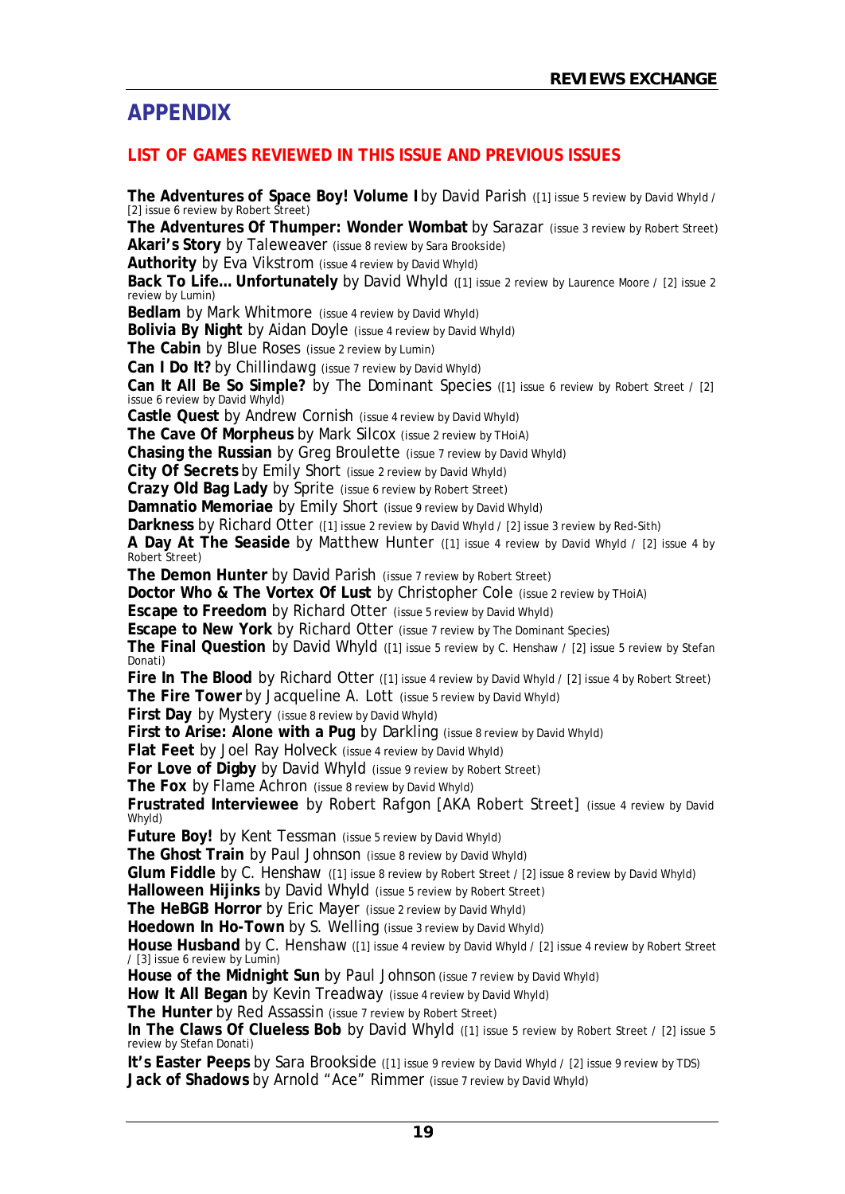# APPENDIX

## LIST OF GAMES REVIEWED IN THIS ISSUE AND PREVIOUS ISSUES

**The Adventures of Space Boy! Volume I** by David Parish ([1] issue 5 review by David Whyld / [2] issue 6 review by Robert Street)
**The Adventures Of Thumper: Wonder Wombat** by Sarazar (issue 3 review by Robert Street)
**Akari's Story** by Taleweaver (issue 8 review by Sara Brookside)
**Authority** by Eva Vikstrom (issue 4 review by David Whyld)
**Back To Life… Unfortunately** by David Whyld ([1] issue 2 review by Laurence Moore / [2] issue 2 review by Lumin)
**Bedlam** by Mark Whitmore (issue 4 review by David Whyld)
**Bolivia By Night** by Aidan Doyle (issue 4 review by David Whyld)
**The Cabin** by Blue Roses (issue 2 review by Lumin)
**Can I Do It?** by Chillindawg (issue 7 review by David Whyld)
**Can It All Be So Simple?** by The Dominant Species ([1] issue 6 review by Robert Street / [2] issue 6 review by David Whyld)
**Castle Quest** by Andrew Cornish (issue 4 review by David Whyld)
**The Cave Of Morpheus** by Mark Silcox (issue 2 review by THoiA)
**Chasing the Russian** by Greg Broulette (issue 7 review by David Whyld)
**City Of Secrets** by Emily Short (issue 2 review by David Whyld)
**Crazy Old Bag Lady** by Sprite (issue 6 review by Robert Street)
**Damnatio Memoriae** by Emily Short (issue 9 review by David Whyld)
**Darkness** by Richard Otter ([1] issue 2 review by David Whyld / [2] issue 3 review by Red-Sith)
**A Day At The Seaside** by Matthew Hunter ([1] issue 4 review by David Whyld / [2] issue 4 by Robert Street)
**The Demon Hunter** by David Parish (issue 7 review by Robert Street)
**Doctor Who & The Vortex Of Lust** by Christopher Cole (issue 2 review by THoiA)
**Escape to Freedom** by Richard Otter (issue 5 review by David Whyld)
**Escape to New York** by Richard Otter (issue 7 review by The Dominant Species)
**The Final Question** by David Whyld ([1] issue 5 review by C. Henshaw / [2] issue 5 review by Stefan Donati)
**Fire In The Blood** by Richard Otter ([1] issue 4 review by David Whyld / [2] issue 4 by Robert Street)
**The Fire Tower** by Jacqueline A. Lott (issue 5 review by David Whyld)
**First Day** by Mystery (issue 8 review by David Whyld)
**First to Arise: Alone with a Pug** by Darkling (issue 8 review by David Whyld)
**Flat Feet** by Joel Ray Holveck (issue 4 review by David Whyld)
**For Love of Digby** by David Whyld (issue 9 review by Robert Street)
**The Fox** by Flame Achron (issue 8 review by David Whyld)
**Frustrated Interviewee** by Robert Rafgon [AKA Robert Street] (issue 4 review by David Whyld)
**Future Boy!** by Kent Tessman (issue 5 review by David Whyld)
**The Ghost Train** by Paul Johnson (issue 8 review by David Whyld)
**Glum Fiddle** by C. Henshaw ([1] issue 8 review by Robert Street / [2] issue 8 review by David Whyld)
**Halloween Hijinks** by David Whyld (issue 5 review by Robert Street)
**The HeBGB Horror** by Eric Mayer (issue 2 review by David Whyld)
**Hoedown In Ho-Town** by S. Welling (issue 3 review by David Whyld)
**House Husband** by C. Henshaw ([1] issue 4 review by David Whyld / [2] issue 4 review by Robert Street / [3] issue 6 review by Lumin)
**House of the Midnight Sun** by Paul Johnson (issue 7 review by David Whyld)
**How It All Began** by Kevin Treadway (issue 4 review by David Whyld)
**The Hunter** by Red Assassin (issue 7 review by Robert Street)
**In The Claws Of Clueless Bob** by David Whyld ([1] issue 5 review by Robert Street / [2] issue 5 review by Stefan Donati)
**It's Easter Peeps** by Sara Brookside ([1] issue 9 review by David Whyld / [2] issue 9 review by TDS)
**Jack of Shadows** by Arnold "Ace" Rimmer (issue 7 review by David Whyld)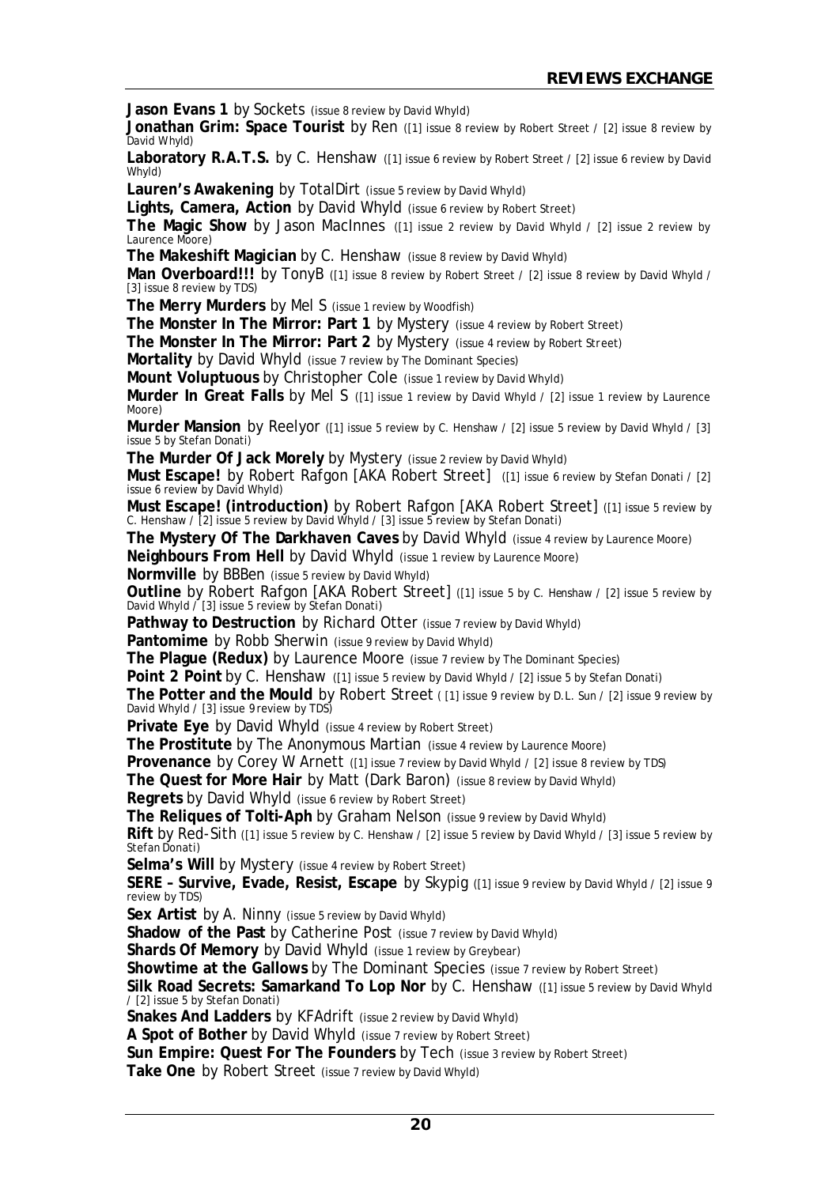## REVIEWS EXCHANGE

**Jason Evans 1** by Sockets (issue 8 review by David Whyld)

**Jonathan Grim: Space Tourist** by Ren ([1] issue 8 review by Robert Street / [2] issue 8 review by David Whyld)

**Laboratory R.A.T.S.** by C. Henshaw ([1] issue 6 review by Robert Street / [2] issue 6 review by David Whyld)

**Lauren's Awakening** by TotalDirt (issue 5 review by David Whyld)

**Lights, Camera, Action** by David Whyld (issue 6 review by Robert Street)

**The Magic Show** by Jason MacInnes ([1] issue 2 review by David Whyld / [2] issue 2 review by Laurence Moore)

**The Makeshift Magician** by C. Henshaw (issue 8 review by David Whyld)

**Man Overboard!!!** by TonyB ([1] issue 8 review by Robert Street / [2] issue 8 review by David Whyld / [3] issue 8 review by TDS)

**The Merry Murders** by Mel S (issue 1 review by Woodfish)

**The Monster In The Mirror: Part 1** by Mystery (issue 4 review by Robert Street)

**The Monster In The Mirror: Part 2** by Mystery (issue 4 review by Robert Street)

**Mortality** by David Whyld (issue 7 review by The Dominant Species)

**Mount Voluptuous** by Christopher Cole (issue 1 review by David Whyld)

**Murder In Great Falls** by Mel S ([1] issue 1 review by David Whyld / [2] issue 1 review by Laurence Moore)

**Murder Mansion** by Reelyor ([1] issue 5 review by C. Henshaw / [2] issue 5 review by David Whyld / [3] issue 5 by Stefan Donati)

**The Murder Of Jack Morely** by Mystery (issue 2 review by David Whyld)

**Must Escape!** by Robert Rafgon [AKA Robert Street] ([1] issue 6 review by Stefan Donati / [2] issue 6 review by David Whyld)

**Must Escape! (introduction)** by Robert Rafgon [AKA Robert Street] ([1] issue 5 review by C. Henshaw / [2] issue 5 review by David Whyld / [3] issue 5 review by Stefan Donati)

**The Mystery Of The Darkhaven Caves** by David Whyld (issue 4 review by Laurence Moore)

**Neighbours From Hell** by David Whyld (issue 1 review by Laurence Moore)

**Normville** by BBBen (issue 5 review by David Whyld)

**Outline** by Robert Rafgon [AKA Robert Street] ([1] issue 5 by C. Henshaw / [2] issue 5 review by David Whyld / [3] issue 5 review by Stefan Donati)

**Pathway to Destruction** by Richard Otter (issue 7 review by David Whyld)

**Pantomime** by Robb Sherwin (issue 9 review by David Whyld)

**The Plague (Redux)** by Laurence Moore (issue 7 review by The Dominant Species)

**Point 2 Point** by C. Henshaw ([1] issue 5 review by David Whyld / [2] issue 5 by Stefan Donati)

**The Potter and the Mould** by Robert Street ( [1] issue 9 review by D.L. Sun / [2] issue 9 review by David Whyld / [3] issue 9 review by TDS)

**Private Eye** by David Whyld (issue 4 review by Robert Street)

**The Prostitute** by The Anonymous Martian (issue 4 review by Laurence Moore)

**Provenance** by Corey W Arnett ([1] issue 7 review by David Whyld / [2] issue 8 review by TDS)

**The Quest for More Hair** by Matt (Dark Baron) (issue 8 review by David Whyld)

**Regrets** by David Whyld (issue 6 review by Robert Street)

**The Reliques of Tolti-Aph** by Graham Nelson (issue 9 review by David Whyld)

**Rift** by Red-Sith ([1] issue 5 review by C. Henshaw / [2] issue 5 review by David Whyld / [3] issue 5 review by Stefan Donati)

**Selma's Will** by Mystery (issue 4 review by Robert Street)

**SERE – Survive, Evade, Resist, Escape** by Skypig ([1] issue 9 review by David Whyld / [2] issue 9 review by TDS)

**Sex Artist** by A. Ninny (issue 5 review by David Whyld)

**Shadow of the Past** by Catherine Post (issue 7 review by David Whyld)

**Shards Of Memory** by David Whyld (issue 1 review by Greybear)

**Showtime at the Gallows** by The Dominant Species (issue 7 review by Robert Street)

**Silk Road Secrets: Samarkand To Lop Nor** by C. Henshaw ([1] issue 5 review by David Whyld / [2] issue 5 by Stefan Donati)

**Snakes And Ladders** by KFAdrift (issue 2 review by David Whyld)

**A Spot of Bother** by David Whyld (issue 7 review by Robert Street)

**Sun Empire: Quest For The Founders** by Tech (issue 3 review by Robert Street)

**Take One** by Robert Street (issue 7 review by David Whyld)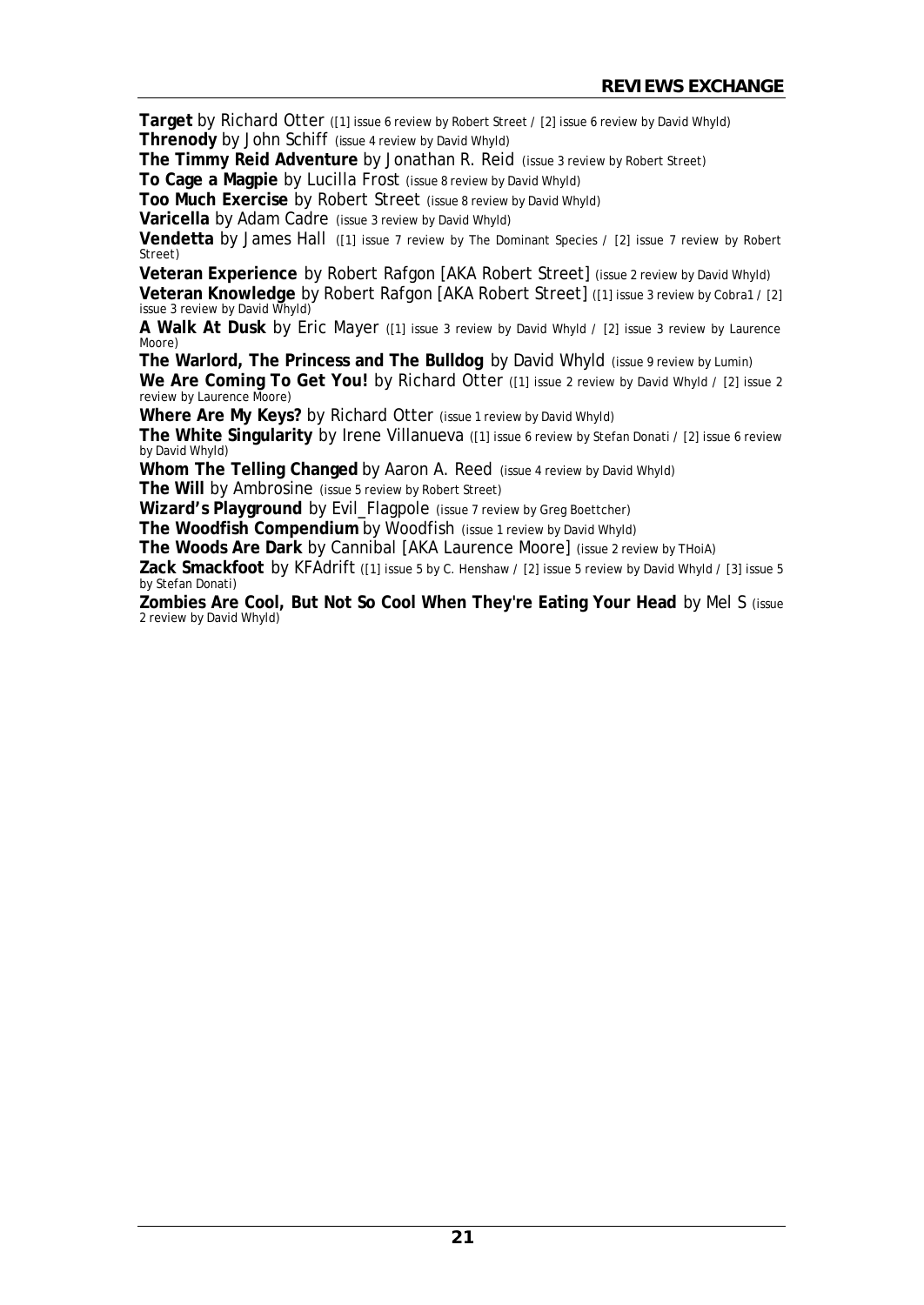**Target** by Richard Otter ([1] issue 6 review by Robert Street / [2] issue 6 review by David Whyld)
**Threnody** by John Schiff (issue 4 review by David Whyld)
**The Timmy Reid Adventure** by Jonathan R. Reid (issue 3 review by Robert Street)
**To Cage a Magpie** by Lucilla Frost (issue 8 review by David Whyld)
**Too Much Exercise** by Robert Street (issue 8 review by David Whyld)
**Varicella** by Adam Cadre (issue 3 review by David Whyld)
**Vendetta** by James Hall ([1] issue 7 review by The Dominant Species / [2] issue 7 review by Robert Street)
**Veteran Experience** by Robert Rafgon [AKA Robert Street] (issue 2 review by David Whyld)
**Veteran Knowledge** by Robert Rafgon [AKA Robert Street] ([1] issue 3 review by Cobra1 / [2] issue 3 review by David Whyld)
**A Walk At Dusk** by Eric Mayer ([1] issue 3 review by David Whyld / [2] issue 3 review by Laurence Moore)
**The Warlord, The Princess and The Bulldog** by David Whyld (issue 9 review by Lumin)
**We Are Coming To Get You!** by Richard Otter ([1] issue 2 review by David Whyld / [2] issue 2 review by Laurence Moore)
**Where Are My Keys?** by Richard Otter (issue 1 review by David Whyld)
**The White Singularity** by Irene Villanueva ([1] issue 6 review by Stefan Donati / [2] issue 6 review by David Whyld)
**Whom The Telling Changed** by Aaron A. Reed (issue 4 review by David Whyld)
**The Will** by Ambrosine (issue 5 review by Robert Street)
**Wizard's Playground** by Evil_Flagpole (issue 7 review by Greg Boettcher)
**The Woodfish Compendium** by Woodfish (issue 1 review by David Whyld)
**The Woods Are Dark** by Cannibal [AKA Laurence Moore] (issue 2 review by THoiA)
**Zack Smackfoot** by KFAdrift ([1] issue 5 by C. Henshaw / [2] issue 5 review by David Whyld / [3] issue 5 by Stefan Donati)
**Zombies Are Cool, But Not So Cool When They're Eating Your Head** by Mel S (issue 2 review by David Whyld)